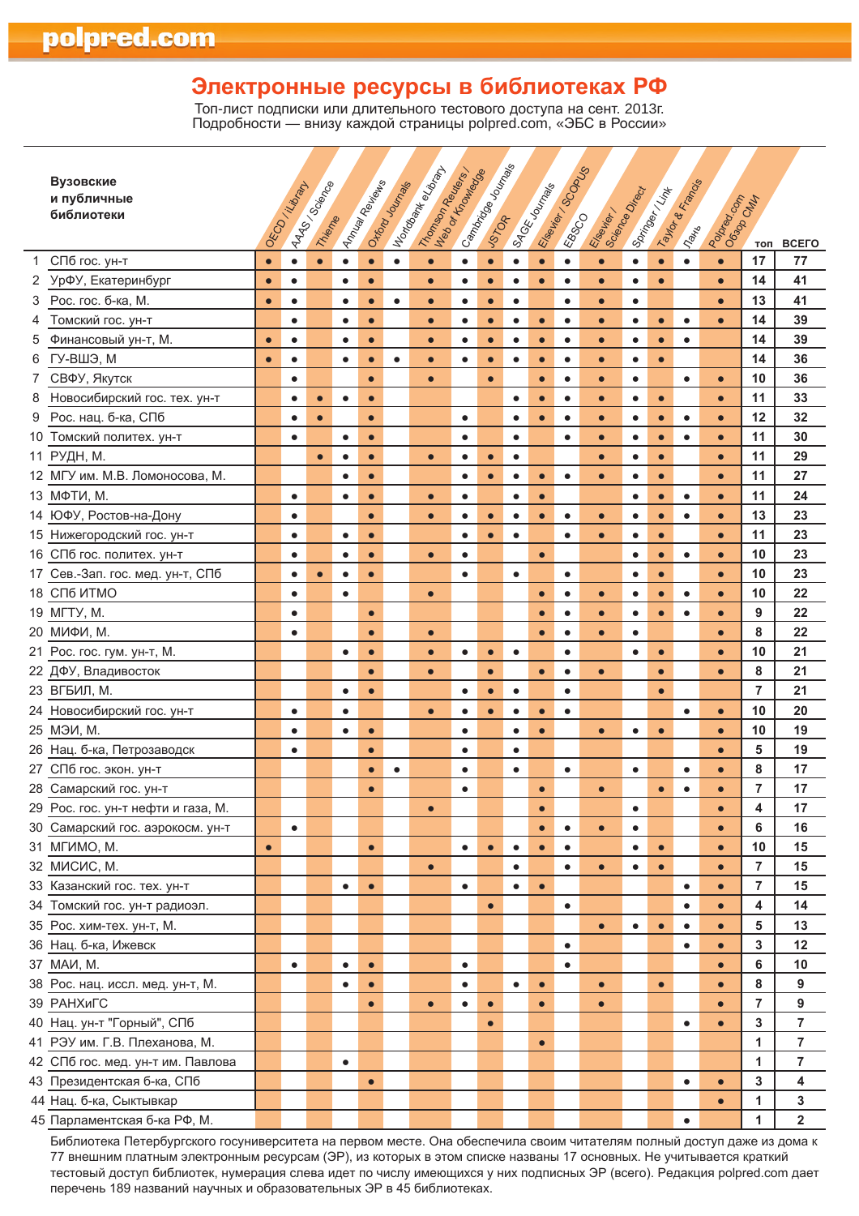# Электронные ресурсы в библиотеках РФ

Топ-лист подписки или длительного тестового доступа на сент. 2013г.
Подробности — внизу каждой страницы polpred.com, «ЭБС в России»

| | Вузовские и публичные библиотеки | OECD / iLibrary | AAAS / Science | Thieme | Annual Reviews | Oxford Journals | Worldbank eLibrary | Thomson Reuters / Web of Knowledge | Cambridge Journals | JSTOR | SAGE Journals | Elsevier / SCOPUS | EBSCO | Elsevier / Science Direct | Springer / Link | Taylor & Francis | Лань | Polpred.com Обзор СМИ | топ | ВСЕГО |
|---|---|---|---|---|---|---|---|---|---|---|---|---|---|---|---|---|---|---|---|---|
| 1 | СПб гос. ун-т | • | • | • | • | • | • | • | • | • | • | • | • | • | • | • | • | • | 17 | 77 |
| 2 | УрФУ, Екатеринбург | • | • | | • | • | | • | • | • | • | • | • | • | • | • | | • | 14 | 41 |
| 3 | Рос. гос. б-ка, М. | • | • | | • | • | • | • | • | • | • | | • | • | • | | | • | 13 | 41 |
| 4 | Томский гос. ун-т | | • | | • | • | | • | • | • | • | • | • | • | • | • | • | • | 14 | 39 |
| 5 | Финансовый ун-т, М. | • | • | | • | • | | • | • | • | • | • | • | • | • | • | • | | 14 | 39 |
| 6 | ГУ-ВШЭ, М | • | • | | • | • | • | • | • | • | • | • | • | • | • | • | | | 14 | 36 |
| 7 | СВФУ, Якутск | | • | | | • | | • | | • | | • | • | • | • | | • | • | 10 | 36 |
| 8 | Новосибирский гос. тех. ун-т | | • | • | • | • | | | | | • | • | • | • | • | • | | • | 11 | 33 |
| 9 | Рос. нац. б-ка, СПб | | • | • | | • | | | • | | • | • | • | • | • | • | • | • | 12 | 32 |
| 10 | Томский политех. ун-т | | • | | • | • | | | • | | • | | • | • | • | • | • | • | 11 | 30 |
| 11 | РУДН, М. | | | • | • | • | | • | • | • | • | | | • | • | • | | • | 11 | 29 |
| 12 | МГУ им. М.В. Ломоносова, М. | | | | • | • | | | • | • | • | • | • | • | • | • | | • | 11 | 27 |
| 13 | МФТИ, М. | | • | | • | • | | • | • | | • | • | | | • | • | • | • | 11 | 24 |
| 14 | ЮФУ, Ростов-на-Дону | | • | | | • | | • | • | • | • | • | • | • | • | • | • | • | 13 | 23 |
| 15 | Нижегородский гос. ун-т | | • | | • | • | | | • | • | • | | • | • | • | • | | • | 11 | 23 |
| 16 | СПб гос. политех. ун-т | | • | | • | • | | • | • | | | • | | | • | • | • | • | 10 | 23 |
| 17 | Сев.-Зап. гос. мед. ун-т, СПб | | • | • | • | • | | | • | | • | | • | | • | • | | • | 10 | 23 |
| 18 | СПб ИТМО | | • | | • | | | • | | | | • | • | • | • | • | • | • | 10 | 22 |
| 19 | МГТУ, М. | | • | | | • | | | | | | • | • | • | • | • | • | • | 9 | 22 |
| 20 | МИФИ, М. | | • | | | • | | • | | | | • | • | • | • | | | • | 8 | 22 |
| 21 | Рос. гос. гум. ун-т, М. | | | | • | • | | • | • | • | • | | • | | • | • | | • | 10 | 21 |
| 22 | ДФУ, Владивосток | | | | | • | | • | | • | | • | • | • | | • | | • | 8 | 21 |
| 23 | ВГБИЛ, М. | | | | • | • | | | • | • | • | | • | | | • | | | 7 | 21 |
| 24 | Новосибирский гос. ун-т | | • | | • | | | • | • | • | • | • | • | | | | • | • | 10 | 20 |
| 25 | МЭИ, М. | | • | | • | • | | | • | | • | • | | • | • | • | | • | 10 | 19 |
| 26 | Нац. б-ка, Петрозаводск | | • | | | • | | | • | | • | | | | | | | • | 5 | 19 |
| 27 | СПб гос. экон. ун-т | | | | | • | • | | • | | • | | • | | • | | • | • | 8 | 17 |
| 28 | Самарский гос. ун-т | | | | | • | | | • | | | • | | • | | • | • | • | 7 | 17 |
| 29 | Рос. гос. ун-т нефти и газа, М. | | | | | | | • | | | | • | | | • | | | • | 4 | 17 |
| 30 | Самарский гос. аэрокосм. ун-т | | • | | | | | | | | | • | • | • | • | | | • | 6 | 16 |
| 31 | МГИМО, М. | • | | | | • | | | • | • | • | • | • | | • | • | | • | 10 | 15 |
| 32 | МИСИС, М. | | | | | | | • | | | • | | • | • | • | • | | • | 7 | 15 |
| 33 | Казанский гос. тех. ун-т | | | | • | • | | | • | | • | • | | | | | • | • | 7 | 15 |
| 34 | Томский гос. ун-т радиоэл. | | | | | | | | | • | | | • | | | | • | • | 4 | 14 |
| 35 | Рос. хим-тех. ун-т, М. | | | | | | | | | | | | | • | • | • | • | • | 5 | 13 |
| 36 | Нац. б-ка, Ижевск | | | | | | | | | | | | • | | | | • | • | 3 | 12 |
| 37 | МАИ, М. | | • | | • | • | | | • | | | | • | | | | | • | 6 | 10 |
| 38 | Рос. нац. иссл. мед. ун-т, М. | | | | • | • | | | • | | • | • | | • | | • | | • | 8 | 9 |
| 39 | РАНХиГС | | | | | • | | • | • | • | | • | | • | | | | • | 7 | 9 |
| 40 | Нац. ун-т "Горный", СПб | | | | | | | | | • | | | | | | | • | • | 3 | 7 |
| 41 | РЭУ им. Г.В. Плеханова, М. | | | | | | | | | | | • | | | | | | | 1 | 7 |
| 42 | СПб гос. мед. ун-т им. Павлова | | | | • | | | | | | | | | | | | | | 1 | 7 |
| 43 | Президентская б-ка, СПб | | | | | • | | | | | | | | | | | • | • | 3 | 4 |
| 44 | Нац. б-ка, Сыктывкар | | | | | | | | | | | | | | | | | • | 1 | 3 |
| 45 | Парламентская б-ка РФ, М. | | | | | | | | | | | | | | | | • | | 1 | 2 |

Библиотека Петербургского госуниверситета на первом месте. Она обеспечила своим читателям полный доступ даже из дома к 77 внешним платным электронным ресурсам (ЭР), из которых в этом списке названы 17 основных. Не учитывается краткий тестовый доступ библиотек, нумерация слева идет по числу имеющихся у них подписных ЭР (всего). Редакция polpred.com дает перечень 189 названий научных и образовательных ЭР в 45 библиотеках.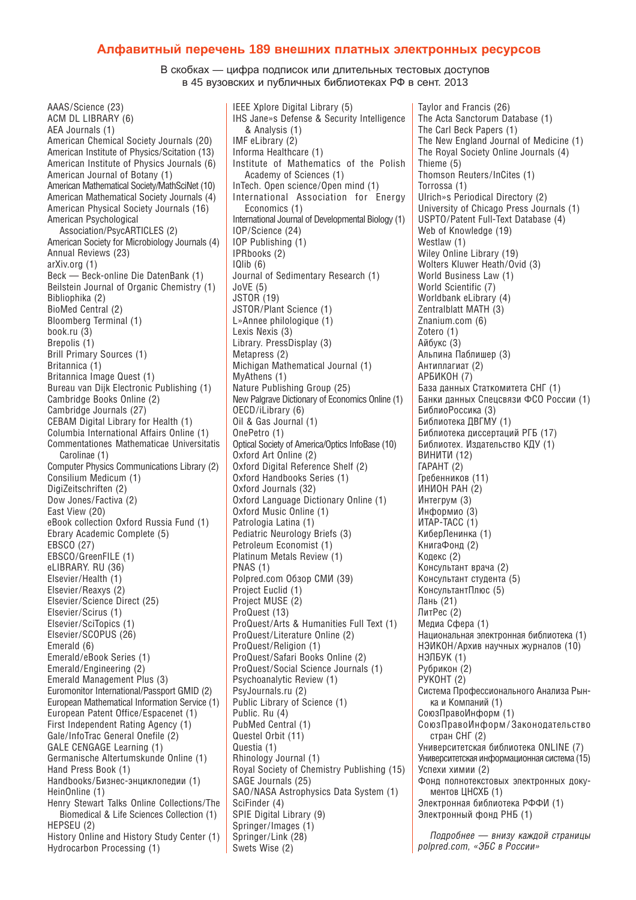## Алфавитный перечень 189 внешних платных электронных ресурсов

В скобках — цифра подписок или длительных тестовых доступов в 45 вузовских и публичных библиотеках РФ в сент. 2013

AAAS/Science (23)
ACM DL LIBRARY (6)
AEA Journals (1)
American Chemical Society Journals (20)
American Institute of Physics/Scitation (13)
American Institute of Physics Journals (6)
American Journal of Botany (1)
American Mathematical Society/MathSciNet (10)
American Mathematical Society Journals (4)
American Physical Society Journals (16)
American Psychological Association/PsycARTICLES (2)
American Society for Microbiology Journals (4)
Annual Reviews (23)
arXiv.org (1)
Beck — Beck-online Die DatenBank (1)
Beilstein Journal of Organic Chemistry (1)
Bibliophika (2)
BioMed Central (2)
Bloomberg Terminal (1)
book.ru (3)
Brepolis (1)
Brill Primary Sources (1)
Britannica (1)
Britannica Image Quest (1)
Bureau van Dijk Electronic Publishing (1)
Cambridge Books Online (2)
Cambridge Journals (27)
CEBAM Digital Library for Health (1)
Columbia International Affairs Online (1)
Commentationes Mathematicae Universitatis Carolinae (1)
Computer Physics Communications Library (2)
Consilium Medicum (1)
DigiZeitschriften (2)
Dow Jones/Factiva (2)
East View (20)
eBook collection Oxford Russia Fund (1)
Ebrary Academic Complete (5)
EBSCO (27)
EBSCO/GreenFILE (1)
eLIBRARY. RU (36)
Elsevier/Health (1)
Elsevier/Reaxys (2)
Elsevier/Science Direct (25)
Elsevier/Scirus (1)
Elsevier/SciTopics (1)
Elsevier/SCOPUS (26)
Emerald (6)
Emerald/eBook Series (1)
Emerald/Engineering (2)
Emerald Management Plus (3)
Euromonitor International/Passport GMID (2)
European Mathematical Information Service (1)
European Patent Office/Espacenet (1)
First Independent Rating Agency (1)
Gale/InfoTrac General Onefile (2)
GALE CENGAGE Learning (1)
Germanische Altertumskunde Online (1)
Hand Press Book (1)
Handbooks/Бизнес-энциклопедии (1)
HeinOnline (1)
Henry Stewart Talks Online Collections/The Biomedical & Life Sciences Collection (1)
HEPSEU (2)
History Online and History Study Center (1)
Hydrocarbon Processing (1)
IEEE Xplore Digital Library (5)
IHS Jane»s Defense & Security Intelligence & Analysis (1)
IMF eLibrary (2)
Informa Healthcare (1)
Institute of Mathematics of the Polish Academy of Sciences (1)
InTech. Open science/Open mind (1)
International Association for Energy Economics (1)
International Journal of Developmental Biology (1)
IOP/Science (24)
IOP Publishing (1)
IPRbooks (2)
IQlib (6)
Journal of Sedimentary Research (1)
JoVE (5)
JSTOR (19)
JSTOR/Plant Science (1)
L»Annee philologique (1)
Lexis Nexis (3)
Library. PressDisplay (3)
Metapress (2)
Michigan Mathematical Journal (1)
MyAthens (1)
Nature Publishing Group (25)
New Palgrave Dictionary of Economics Online (1)
OECD/iLibrary (6)
Oil & Gas Journal (1)
OnePetro (1)
Optical Society of America/Optics InfoBase (10)
Oxford Art Online (2)
Oxford Digital Reference Shelf (2)
Oxford Handbooks Series (1)
Oxford Journals (32)
Oxford Language Dictionary Online (1)
Oxford Music Online (1)
Patrologia Latina (1)
Pediatric Neurology Briefs (3)
Petroleum Economist (1)
Platinum Metals Review (1)
PNAS (1)
Polpred.com Обзор СМИ (39)
Project Euclid (1)
Project MUSE (2)
ProQuest (13)
ProQuest/Arts & Humanities Full Text (1)
ProQuest/Literature Online (2)
ProQuest/Religion (1)
ProQuest/Safari Books Online (2)
ProQuest/Social Science Journals (1)
Psychoanalytic Review (1)
PsyJournals.ru (2)
Public Library of Science (1)
Public. Ru (4)
PubMed Central (1)
Questel Orbit (11)
Questia (1)
Rhinology Journal (1)
Royal Society of Chemistry Publishing (15)
SAGE Journals (25)
SAO/NASA Astrophysics Data System (1)
SciFinder (4)
SPIE Digital Library (9)
Springer/Images (1)
Springer/Link (28)
Swets Wise (2)
Taylor and Francis (26)
The Acta Sanctorum Database (1)
The Carl Beck Papers (1)
The New England Journal of Medicine (1)
The Royal Society Online Journals (4)
Thieme (5)
Thomson Reuters/InCites (1)
Torrossa (1)
Ulrich»s Periodical Directory (2)
University of Chicago Press Journals (1)
USPTO/Patent Full-Text Database (4)
Web of Knowledge (19)
Westlaw (1)
Wiley Online Library (19)
Wolters Kluwer Heath/Ovid (3)
World Business Law (1)
World Scientific (7)
Worldbank eLibrary (4)
Zentralblatt MATH (3)
Znanium.com (6)
Zotero (1)
Айбукс (3)
Альпина Паблишер (3)
Антиплагиат (2)
АРБИКОН (7)
База данных Статкомитета СНГ (1)
Банки данных Спецсвязи ФСО России (1)
БиблиоРоссика (3)
Библиотека ДВГМУ (1)
Библиотека диссертаций РГБ (17)
Библиотех. Издательство КДУ (1)
ВИНИТИ (12)
ГАРАНТ (2)
Гребенников (11)
ИНИОН РАН (2)
Интегрум (3)
Информио (3)
ИТАР-ТАСС (1)
КиберЛенинка (1)
КнигаФонд (2)
Кодекс (2)
Консультант врача (2)
Консультант студента (5)
КонсультантПлюс (5)
Лань (21)
ЛитРес (2)
Медиа Сфера (1)
Национальная электронная библиотека (1)
НЭИКОН/Архив научных журналов (10)
НЭЛБУК (1)
Рубрикон (2)
РУКОНТ (2)
Система Профессионального Анализа Рынка и Компаний (1)
СоюзПравоИнформ (1)
СоюзПравоИнформ/Законодательство стран СНГ (2)
Университетская библиотека ONLINE (7)
Университетская информационная система (15)
Успехи химии (2)
Фонд полнотекстовых электронных документов ЦНСХБ (1)
Электронная библиотека РФФИ (1)
Электронный фонд РНБ (1)

*Подробнее — внизу каждой страницы polpred.com, «ЭБС в России»*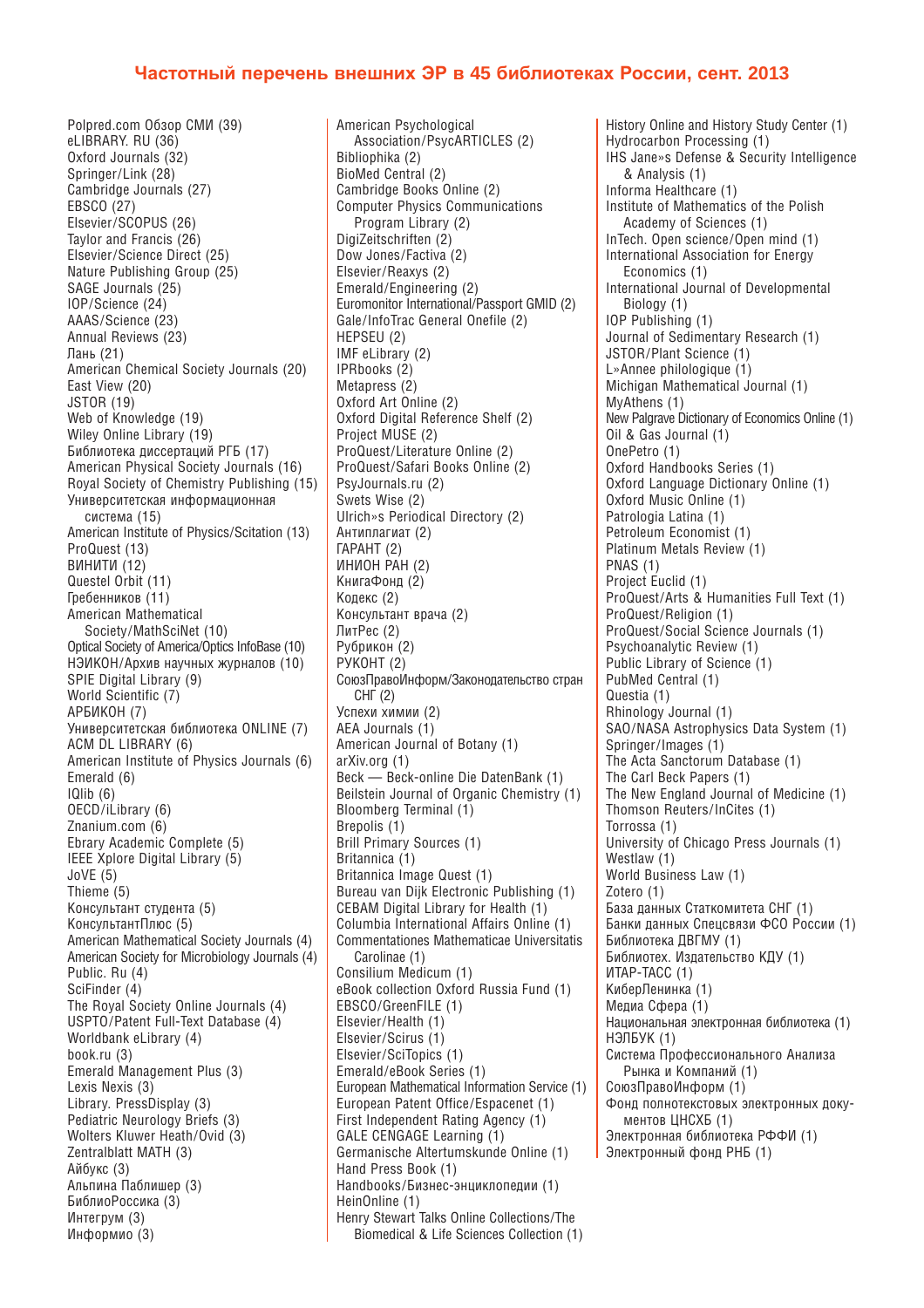## Частотный перечень внешних ЭР в 45 библиотеках России, сент. 2013

Polpred.com Обзор СМИ (39)
eLIBRARY. RU (36)
Oxford Journals (32)
Springer/Link (28)
Cambridge Journals (27)
EBSCO (27)
Elsevier/SCOPUS (26)
Taylor and Francis (26)
Elsevier/Science Direct (25)
Nature Publishing Group (25)
SAGE Journals (25)
IOP/Science (24)
AAAS/Science (23)
Annual Reviews (23)
Лань (21)
American Chemical Society Journals (20)
East View (20)
JSTOR (19)
Web of Knowledge (19)
Wiley Online Library (19)
Библиотека диссертаций РГБ (17)
American Physical Society Journals (16)
Royal Society of Chemistry Publishing (15)
Университетская информационная система (15)
American Institute of Physics/Scitation (13)
ProQuest (13)
ВИНИТИ (12)
Questel Orbit (11)
Гребенников (11)
American Mathematical Society/MathSciNet (10)
Optical Society of America/Optics InfoBase (10)
НЭИКОН/Архив научных журналов (10)
SPIE Digital Library (9)
World Scientific (7)
АРБИКОН (7)
Университетская библиотека ONLINE (7)
ACM DL LIBRARY (6)
American Institute of Physics Journals (6)
Emerald (6)
IQlib (6)
OECD/iLibrary (6)
Znanium.com (6)
Ebrary Academic Complete (5)
IEEE Xplore Digital Library (5)
JoVE (5)
Thieme (5)
Консультант студента (5)
КонсультантПлюс (5)
American Mathematical Society Journals (4)
American Society for Microbiology Journals (4)
Public. Ru (4)
SciFinder (4)
The Royal Society Online Journals (4)
USPTO/Patent Full-Text Database (4)
Worldbank eLibrary (4)
book.ru (3)
Emerald Management Plus (3)
Lexis Nexis (3)
Library. PressDisplay (3)
Pediatric Neurology Briefs (3)
Wolters Kluwer Heath/Ovid (3)
Zentralblatt MATH (3)
Айбукс (3)
Альпина Паблишер (3)
БиблиоРоссика (3)
Интегрум (3)
Информио (3)
American Psychological Association/PsycARTICLES (2)
Bibliophika (2)
BioMed Central (2)
Cambridge Books Online (2)
Computer Physics Communications Program Library (2)
DigiZeitschriften (2)
Dow Jones/Factiva (2)
Elsevier/Reaxys (2)
Emerald/Engineering (2)
Euromonitor International/Passport GMID (2)
Gale/InfoTrac General Onefile (2)
HEPSEU (2)
IMF eLibrary (2)
IPRbooks (2)
Metapress (2)
Oxford Art Online (2)
Oxford Digital Reference Shelf (2)
Project MUSE (2)
ProQuest/Literature Online (2)
ProQuest/Safari Books Online (2)
PsyJournals.ru (2)
Swets Wise (2)
Ulrich»s Periodical Directory (2)
Антиплагиат (2)
ГАРАНТ (2)
ИНИОН РАН (2)
КнигаФонд (2)
Кодекс (2)
Консультант врача (2)
ЛитРес (2)
Рубрикон (2)
РУКОНТ (2)
СоюзПравоИнформ/Законодательство стран СНГ (2)
Успехи химии (2)
AEA Journals (1)
American Journal of Botany (1)
arXiv.org (1)
Beck — Beck-online Die DatenBank (1)
Beilstein Journal of Organic Chemistry (1)
Bloomberg Terminal (1)
Brepolis (1)
Brill Primary Sources (1)
Britannica (1)
Britannica Image Quest (1)
Bureau van Dijk Electronic Publishing (1)
CEBAM Digital Library for Health (1)
Columbia International Affairs Online (1)
Commentationes Mathematicae Universitatis Carolinae (1)
Consilium Medicum (1)
eBook collection Oxford Russia Fund (1)
EBSCO/GreenFILE (1)
Elsevier/Health (1)
Elsevier/Scirus (1)
Elsevier/SciTopics (1)
Emerald/eBook Series (1)
European Mathematical Information Service (1)
European Patent Office/Espacenet (1)
First Independent Rating Agency (1)
GALE CENGAGE Learning (1)
Germanische Altertumskunde Online (1)
Hand Press Book (1)
Handbooks/Бизнес-энциклопедии (1)
HeinOnline (1)
Henry Stewart Talks Online Collections/The Biomedical & Life Sciences Collection (1)
History Online and History Study Center (1)
Hydrocarbon Processing (1)
IHS Jane»s Defense & Security Intelligence & Analysis (1)
Informa Healthcare (1)
Institute of Mathematics of the Polish Academy of Sciences (1)
InTech. Open science/Open mind (1)
International Association for Energy Economics (1)
International Journal of Developmental Biology (1)
IOP Publishing (1)
Journal of Sedimentary Research (1)
JSTOR/Plant Science (1)
L»Annee philologique (1)
Michigan Mathematical Journal (1)
MyAthens (1)
New Palgrave Dictionary of Economics Online (1)
Oil & Gas Journal (1)
OnePetro (1)
Oxford Handbooks Series (1)
Oxford Language Dictionary Online (1)
Oxford Music Online (1)
Patrologia Latina (1)
Petroleum Economist (1)
Platinum Metals Review (1)
PNAS (1)
Project Euclid (1)
ProQuest/Arts & Humanities Full Text (1)
ProQuest/Religion (1)
ProQuest/Social Science Journals (1)
Psychoanalytic Review (1)
Public Library of Science (1)
PubMed Central (1)
Questia (1)
Rhinology Journal (1)
SAO/NASA Astrophysics Data System (1)
Springer/Images (1)
The Acta Sanctorum Database (1)
The Carl Beck Papers (1)
The New England Journal of Medicine (1)
Thomson Reuters/InCites (1)
Torrossa (1)
University of Chicago Press Journals (1)
Westlaw (1)
World Business Law (1)
Zotero (1)
База данных Статкомитета СНГ (1)
Банки данных Спецсвязи ФСО России (1)
Библиотека ДВГМУ (1)
Библиотех. Издательство КДУ (1)
ИТАР-ТАСС (1)
КиберЛенинка (1)
Медиа Сфера (1)
Национальная электронная библиотека (1)
НЭЛБУК (1)
Система Профессионального Анализа Рынка и Компаний (1)
СоюзПравоИнформ (1)
Фонд полнотекстовых электронных документов ЦНСХБ (1)
Электронная библиотека РФФИ (1)
Электронный фонд РНБ (1)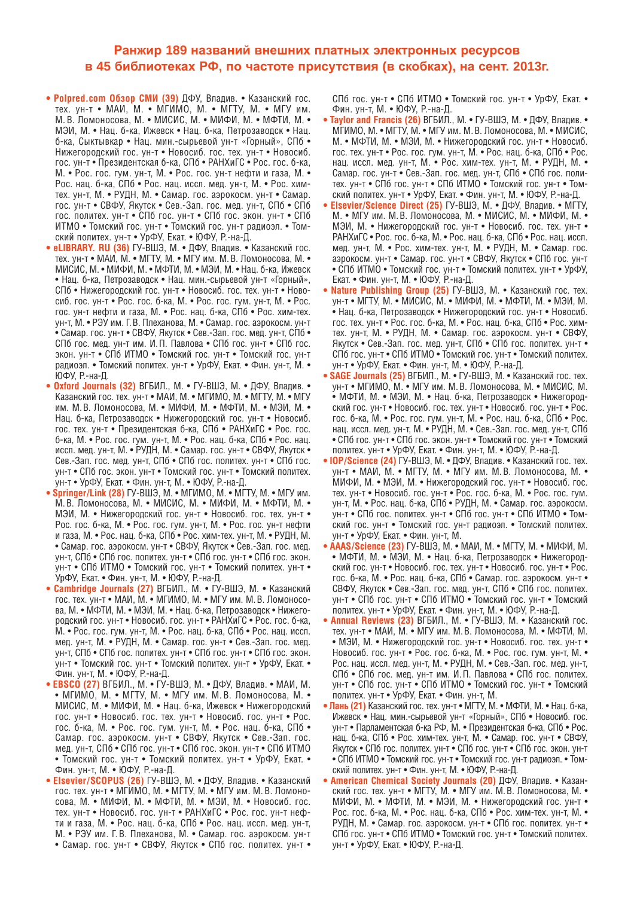## Ранжир 189 названий внешних платных электронных ресурсов в 45 библиотеках РФ, по частоте присутствия (в скобках), на сент. 2013г.

- **Polpred.com Обзор СМИ (39)** ДФУ, Владив. • Казанский гос. тех. ун-т • МАИ, М. • МГИМО, М. • МГТУ, М. • МГУ им. М. В. Ломоносова, М. • МИСИС, М. • МИФИ, М. • МФТИ, М. • МЭИ, М. • Нац. б-ка, Ижевск • Нац. б-ка, Петрозаводск • Нац. б-ка, Сыктывкар • Нац. мин.-сырьевой ун-т «Горный», СПб • Нижегородский гос. ун-т • Новосиб. гос. тех. ун-т • Новосиб. гос. ун-т • Президентская б-ка, СПб • РАНХиГС • Рос. гос. б-ка, М. • Рос. гос. гум. ун-т, М. • Рос. гос. ун-т нефти и газа, М. • Рос. нац. б-ка, СПб • Рос. нац. иссл. мед. ун-т, М. • Рос. хим-тех. ун-т, М. • РУДН, М. • Самар. гос. аэрокосм. ун-т • Самар. гос. ун-т • СВФУ, Якутск • Сев.-Зап. гос. мед. ун-т, СПб • СПб гос. политех. ун-т • СПб гос. ун-т • СПб гос. экон. ун-т • СПб ИТМО • Томский гос. ун-т • Томский гос. ун-т радиоэл. • Томский политех. ун-т • УрФУ, Екат. • ЮФУ, Р.-на-Д.
- **eLIBRARY. RU (36)** ГУ-ВШЭ, М. • ДФУ, Владив. • Казанский гос. тех. ун-т • МАИ, М. • МГТУ, М. • МГУ им. М. В. Ломоносова, М. • МИСИС, М. • МИФИ, М. • МФТИ, М. • МЭИ, М. • Нац. б-ка, Ижевск • Нац. б-ка, Петрозаводск • Нац. мин.-сырьевой ун-т «Горный», СПб • Нижегородский гос. ун-т • Новосиб. гос. тех. ун-т • Новосиб. гос. ун-т • Рос. гос. б-ка, М. • Рос. гос. гум. ун-т, М. • Рос. гос. ун-т нефти и газа, М. • Рос. нац. б-ка, СПб • Рос. хим-тех. ун-т, М. • РЭУ им. Г. В. Плеханова, М. • Самар. гос. аэрокосм. ун-т • Самар. гос. ун-т • СВФУ, Якутск • Сев.-Зап. гос. мед. ун-т, СПб • СПб гос. мед. ун-т им. И. П. Павлова • СПб гос. ун-т • СПб гос. экон. ун-т • СПб ИТМО • Томский гос. ун-т • Томский гос. ун-т радиоэл. • Томский политех. ун-т • УрФУ, Екат. • Фин. ун-т, М. • ЮФУ, Р.-на-Д.
- **Oxford Journals (32)** ВГБИЛ., М. • ГУ-ВШЭ, М. • ДФУ, Владив. • Казанский гос. тех. ун-т • МАИ, М. • МГИМО, М. • МГТУ, М. • МГУ им. М. В. Ломоносова, М. • МИФИ, М. • МФТИ, М. • МЭИ, М. • Нац. б-ка, Петрозаводск • Нижегородский гос. ун-т • Новосиб. гос. тех. ун-т • Президентская б-ка, СПб • РАНХиГС • Рос. гос. б-ка, М. • Рос. гос. гум. ун-т, М. • Рос. нац. б-ка, СПб • Рос. нац. иссл. мед. ун-т, М. • РУДН, М. • Самар. гос. ун-т • СВФУ, Якутск • Сев.-Зап. гос. мед. ун-т, СПб • СПб гос. политех. ун-т • СПб гос. ун-т • СПб гос. экон. ун-т • Томский гос. ун-т • Томский политех. ун-т • УрФУ, Екат. • Фин. ун-т, М. • ЮФУ, Р.-на-Д.
- **Springer/Link (28)** ГУ-ВШЭ, М. • МГИМО, М. • МГТУ, М. • МГУ им. М. В. Ломоносова, М. • МИСИС, М. • МИФИ, М. • МФТИ, М. • МЭИ, М. • Нижегородский гос. ун-т • Новосиб. гос. тех. ун-т • Рос. гос. б-ка, М. • Рос. гос. гум. ун-т, М. • Рос. гос. ун-т нефти и газа, М. • Рос. нац. б-ка, СПб • Рос. хим-тех. ун-т, М. • РУДН, М. • Самар. гос. аэрокосм. ун-т • СВФУ, Якутск • Сев.-Зап. гос. мед. ун-т, СПб • СПб гос. политех. ун-т • СПб гос. ун-т • СПб гос. экон. ун-т • СПб ИТМО • Томский гос. ун-т • Томский политех. ун-т • УрФУ, Екат. • Фин. ун-т, М. • ЮФУ, Р.-на-Д.
- **Cambridge Journals (27)** ВГБИЛ., М. • ГУ-ВШЭ, М. • Казанский гос. тех. ун-т • МАИ, М. • МГИМО, М. • МГУ им. М. В. Ломоносова, М. • МФТИ, М. • МЭИ, М. • Нац. б-ка, Петрозаводск • Нижегородский гос. ун-т • Новосиб. гос. ун-т • РАНХиГС • Рос. гос. б-ка, М. • Рос. гос. гум. ун-т, М. • Рос. нац. б-ка, СПб • Рос. нац. иссл. мед. ун-т, М. • РУДН, М. • Самар. гос. ун-т • Сев.-Зап. гос. мед. ун-т, СПб • СПб гос. политех. ун-т • СПб гос. ун-т • СПб гос. экон. ун-т • Томский гос. ун-т • Томский политех. ун-т • УрФУ, Екат. • Фин. ун-т, М. • ЮФУ, Р.-на-Д.
- **EBSCO (27)** ВГБИЛ., М. • ГУ-ВШЭ, М. • ДФУ, Владив. • МАИ, М. • МГИМО, М. • МГТУ, М. • МГУ им. М. В. Ломоносова, М. • МИСИС, М. • МИФИ, М. • Нац. б-ка, Ижевск • Нижегородский гос. ун-т • Новосиб. гос. тех. ун-т • Новосиб. гос. ун-т • Рос. гос. б-ка, М. • Рос. гос. гум. ун-т, М. • Рос. нац. б-ка, СПб • Самар. гос. аэрокосм. ун-т • СВФУ, Якутск • Сев.-Зап. гос. мед. ун-т, СПб • СПб гос. ун-т • СПб гос. экон. ун-т • СПб ИТМО • Томский гос. ун-т • Томский политех. ун-т • УрФУ, Екат. • Фин. ун-т, М. • ЮФУ, Р.-на-Д.
- **Elsevier/SCOPUS (26)** ГУ-ВШЭ, М. • ДФУ, Владив. • Казанский гос. тех. ун-т • МГИМО, М. • МГТУ, М. • МГУ им. М. В. Ломоносова, М. • МИФИ, М. • МФТИ, М. • МЭИ, М. • Новосиб. гос. тех. ун-т • Новосиб. гос. ун-т • РАНХиГС • Рос. гос. ун-т нефти и газа, М. • Рос. нац. б-ка, СПб • Рос. нац. иссл. мед. ун-т, М. • РЭУ им. Г. В. Плеханова, М. • Самар. гос. аэрокосм. ун-т • Самар. гос. ун-т • СВФУ, Якутск • СПб гос. политех. ун-т • СПб гос. ун-т • СПб ИТМО • Томский гос. ун-т • УрФУ, Екат. • Фин. ун-т, М. • ЮФУ, Р.-на-Д.
- **Taylor and Francis (26)** ВГБИЛ., М. • ГУ-ВШЭ, М. • ДФУ, Владив. • МГИМО, М. • МГТУ, М. • МГУ им. М. В. Ломоносова, М. • МИСИС, М. • МФТИ, М. • МЭИ, М. • Нижегородский гос. ун-т • Новосиб. гос. тех. ун-т • Рос. гос. гум. ун-т, М. • Рос. нац. б-ка, СПб • Рос. нац. иссл. мед. ун-т, М. • Рос. хим-тех. ун-т, М. • РУДН, М. • Самар. гос. ун-т • Сев.-Зап. гос. мед. ун-т, СПб • СПб гос. политех. ун-т • СПб гос. ун-т • СПб ИТМО • Томский гос. ун-т • Томский политех. ун-т • УрФУ, Екат. • Фин. ун-т, М. • ЮФУ, Р.-на-Д.
- **Elsevier Science Direct (25)** ГУ-ВШЭ, М. • ДФУ, Владив. • МГТУ, М. • МГУ им. М. В. Ломоносова, М. • МИСИС, М. • МИФИ, М. • МЭИ, М. • Нижегородский гос. ун-т • Новосиб. гос. тех. ун-т • РАНХиГС • Рос. гос. б-ка, М. • Рос. нац. б-ка, СПб • Рос. нац. иссл. мед. ун-т, М. • Рос. хим-тех. ун-т, М. • РУДН, М. • Самар. гос. аэрокосм. ун-т • Самар. гос. ун-т • СВФУ, Якутск • СПб гос. ун-т • СПб ИТМО • Томский гос. ун-т • Томский политех. ун-т • УрФУ, Екат. • Фин. ун-т, М. • ЮФУ, Р.-на-Д.
- **Nature Publishing Group (25)** ГУ-ВШЭ, М. • Казанский гос. тех. ун-т • МГТУ, М. • МИСИС, М. • МИФИ, М. • МФТИ, М. • МЭИ, М. • Нац. б-ка, Петрозаводск • Нижегородский гос. ун-т • Новосиб. гос. тех. ун-т • Рос. гос. б-ка, М. • Рос. нац. б-ка, СПб • Рос. хим-тех. ун-т, М. • РУДН, М. • Самар. гос. аэрокосм. ун-т • СВФУ, Якутск • Сев.-Зап. гос. мед. ун-т, СПб • СПб гос. политех. ун-т • СПб гос. ун-т • СПб ИТМО • Томский гос. ун-т • Томский политех. ун-т • УрФУ, Екат. • Фин. ун-т, М. • ЮФУ, Р.-на-Д.
- **SAGE Journals (25)** ВГБИЛ., М. • ГУ-ВШЭ, М. • Казанский гос. тех. ун-т • МГИМО, М. • МГУ им. М. В. Ломоносова, М. • МИСИС, М. • МФТИ, М. • МЭИ, М. • Нац. б-ка, Петрозаводск • Нижегородский гос. ун-т • Новосиб. гос. тех. ун-т • Новосиб. гос. ун-т • Рос. гос. б-ка, М. • Рос. гос. гум. ун-т, М. • Рос. нац. б-ка, СПб • Рос. нац. иссл. мед. ун-т, М. • РУДН, М. • Сев.-Зап. гос. мед. ун-т, СПб • СПб гос. ун-т • СПб гос. экон. ун-т • Томский гос. ун-т • Томский политех. ун-т • УрФУ, Екат. • Фин. ун-т, М. • ЮФУ, Р.-на-Д.
- **IOP/Science (24)** ГУ-ВШЭ, М. • ДФУ, Владив. • Казанский гос. тех. ун-т • МАИ, М. • МГТУ, М. • МГУ им. М. В. Ломоносова, М. • МИФИ, М. • МЭИ, М. • Нижегородский гос. ун-т • Новосиб. гос. тех. ун-т • Новосиб. гос. ун-т • Рос. гос. б-ка, М. • Рос. гос. гум. ун-т, М. • Рос. нац. б-ка, СПб • РУДН, М. • Самар. гос. аэрокосм. ун-т • СПб гос. политех. ун-т • СПб гос. ун-т • СПб ИТМО • Томский гос. ун-т • Томский гос. ун-т радиоэл. • Томский политех. ун-т • УрФУ, Екат. • Фин. ун-т, М.
- **AAAS/Science (23)** ГУ-ВШЭ, М. • МАИ, М. • МГТУ, М. • МИФИ, М. • МФТИ, М. • МЭИ, М. • Нац. б-ка, Петрозаводск • Нижегородский гос. ун-т • Новосиб. гос. тех. ун-т • Новосиб. гос. ун-т • Рос. гос. б-ка, М. • Рос. нац. б-ка, СПб • Самар. гос. аэрокосм. ун-т • СВФУ, Якутск • Сев.-Зап. гос. мед. ун-т, СПб • СПб гос. политех. ун-т • СПб гос. ун-т • СПб ИТМО • Томский гос. ун-т • Томский политех. ун-т • УрФУ, Екат. • Фин. ун-т, М. • ЮФУ, Р.-на-Д.
- **Annual Reviews (23)** ВГБИЛ., М. • ГУ-ВШЭ, М. • Казанский гос. тех. ун-т • МАИ, М. • МГУ им. М. В. Ломоносова, М. • МФТИ, М. • МЭИ, М. • Нижегородский гос. ун-т • Новосиб. гос. тех. ун-т • Новосиб. гос. ун-т • Рос. гос. б-ка, М. • Рос. гос. гум. ун-т, М. • Рос. нац. иссл. мед. ун-т, М. • РУДН, М. • Сев.-Зап. гос. мед. ун-т, СПб • СПб гос. мед. ун-т им. И. П. Павлова • СПб гос. политех. ун-т • СПб гос. ун-т • СПб ИТМО • Томский гос. ун-т • Томский политех. ун-т • УрФУ, Екат. • Фин. ун-т, М.
- **Лань (21)** Казанский гос. тех. ун-т • МГТУ, М. • МФТИ, М. • Нац. б-ка, Ижевск • Нац. мин.-сырьевой ун-т «Горный», СПб • Новосиб. гос. ун-т • Парламентская б-ка РФ, М. • Президентская б-ка, СПб • Рос. нац. б-ка, СПб • Рос. хим-тех. ун-т, М. • Самар. гос. ун-т • СВФУ, Якутск • СПб гос. политех. ун-т • СПб гос. ун-т • СПб гос. экон. ун-т • СПб ИТМО • Томский гос. ун-т • Томский гос. ун-т радиоэл. • Томский политех. ун-т • Фин. ун-т, М. • ЮФУ, Р.-на-Д.
- **American Chemical Society Journals (20)** ДФУ, Владив. • Казанский гос. тех. ун-т • МГТУ, М. • МГУ им. М. В. Ломоносова, М. • МИФИ, М. • МФТИ, М. • МЭИ, М. • Нижегородский гос. ун-т • Рос. гос. б-ка, М. • Рос. нац. б-ка, СПб • Рос. хим-тех. ун-т, М. • РУДН, М. • Самар. гос. аэрокосм. ун-т • СПб гос. политех. ун-т • СПб гос. ун-т • СПб ИТМО • Томский гос. ун-т • Томский политех. ун-т • УрФУ, Екат. • ЮФУ, Р.-на-Д.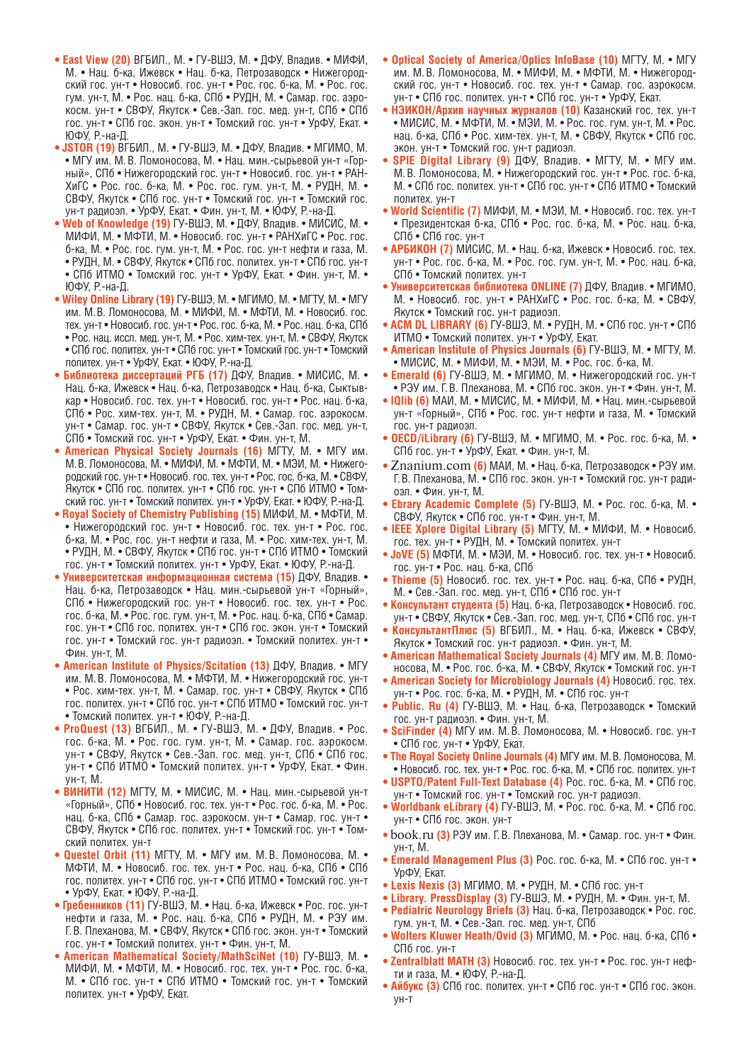- **East View (20)** ВГБИЛ., М. • ГУ-ВШЭ, М. • ДФУ, Владив. • МИФИ, М. • Нац. б-ка, Ижевск • Нац. б-ка, Петрозаводск • Нижегородский гос. ун-т • Новосиб. гос. ун-т • Рос. гос. б-ка, М. • Рос. гос. гум. ун-т, М. • Рос. нац. б-ка, СПб • РУДН, М. • Самар. гос. аэрокосм. ун-т • СВФУ, Якутск • Сев.-Зап. гос. мед. ун-т, СПб • СПб гос. ун-т • СПб гос. экон. ун-т • Томский гос. ун-т • УрФУ, Екат. • ЮФУ, Р.-на-Д.
- **JSTOR (19)** ВГБИЛ., М. • ГУ-ВШЭ, М. • ДФУ, Владив. • МГИМО, М. • МГУ им. М. В. Ломоносова, М. • Нац. мин.-сырьевой ун-т «Горный», СПб • Нижегородский гос. ун-т • Новосиб. гос. ун-т • РАНХиГС • Рос. гос. б-ка, М. • Рос. гос. гум. ун-т, М. • РУДН, М. • СВФУ, Якутск • СПб гос. ун-т • Томский гос. ун-т • Томский гос. ун-т радиоэл. • УрФУ, Екат. • Фин. ун-т, М. • ЮФУ, Р.-на-Д.
- **Web of Knowledge (19)** ГУ-ВШЭ, М. • ДФУ, Владив. • МИСИС, М. • МИФИ, М. • МФТИ, М. • Новосиб. гос. ун-т • РАНХиГС • Рос. гос. б-ка, М. • Рос. гос. гум. ун-т, М. • Рос. гос. ун-т нефти и газа, М. • РУДН, М. • СВФУ, Якутск • СПб гос. политех. ун-т • СПб гос. ун-т • СПб ИТМО • Томский гос. ун-т • УрФУ, Екат. • Фин. ун-т, М. • ЮФУ, Р.-на-Д.
- **Wiley Online Library (19)** ГУ-ВШЭ, М. • МГИМО, М. • МГТУ, М. • МГУ им. М. В. Ломоносова, М. • МИФИ, М. • МФТИ, М. • Новосиб. гос. тех. ун-т • Новосиб. гос. ун-т • Рос. гос. б-ка, М. • Рос. нац. б-ка, СПб • Рос. нац. иссл. мед. ун-т, М. • Рос. хим-тех. ун-т, М. • СВФУ, Якутск • СПб гос. политех. ун-т • СПб гос. ун-т • Томский гос. ун-т • Томский политех. ун-т • УрФУ, Екат. • ЮФУ, Р.-на-Д.
- **Библиотека диссертаций РГБ (17)** ДФУ, Владив. • МИСИС, М. • Нац. б-ка, Ижевск • Нац. б-ка, Петрозаводск • Нац. б-ка, Сыктывкар • Новосиб. гос. тех. ун-т • Новосиб. гос. ун-т • Рос. нац. б-ка, СПб • Рос. хим-тех. ун-т, М. • РУДН, М. • Самар. гос. аэрокосм. ун-т • Самар. гос. ун-т • СВФУ, Якутск • Сев.-Зап. гос. мед. ун-т, СПб • Томский гос. ун-т • УрФУ, Екат. • Фин. ун-т, М.
- **American Physical Society Journals (16)** МГТУ, М. • МГУ им. М. В. Ломоносова, М. • МИФИ, М. • МФТИ, М. • МЭИ, М. • Нижегородский гос. ун-т • Новосиб. гос. тех. ун-т • Рос. гос. б-ка, М. • СВФУ, Якутск • СПб гос. политех. ун-т • СПб гос. ун-т • СПб ИТМО • Томский гос. ун-т • Томский политех. ун-т • УрФУ, Екат. • ЮФУ, Р.-на-Д.
- **Royal Society of Chemistry Publishing (15)** МИФИ, М. • МФТИ, М. • Нижегородский гос. ун-т • Новосиб. гос. тех. ун-т • Рос. гос. б-ка, М. • Рос. гос. ун-т нефти и газа, М. • Рос. хим-тех. ун-т, М. • РУДН, М. • СВФУ, Якутск • СПб гос. ун-т • СПб ИТМО • Томский гос. ун-т • Томский политех. ун-т • УрФУ, Екат. • ЮФУ, Р.-на-Д.
- **Университетская информационная система (15)** ДФУ, Владив. • Нац. б-ка, Петрозаводск • Нац. мин.-сырьевой ун-т «Горный», СПб • Нижегородский гос. ун-т • Новосиб. гос. тех. ун-т • Рос. гос. б-ка, М. • Рос. гос. гум. ун-т, М. • Рос. нац. б-ка, СПб • Самар. гос. ун-т • СПб гос. политех. ун-т • СПб гос. экон. ун-т • Томский гос. ун-т • Томский гос. ун-т радиоэл. • Томский политех. ун-т • Фин. ун-т, М.
- **American Institute of Physics/Scitation (13)** ДФУ, Владив. • МГУ им. М. В. Ломоносова, М. • МФТИ, М. • Нижегородский гос. ун-т • Рос. хим-тех. ун-т, М. • Самар. гос. ун-т • СВФУ, Якутск • СПб гос. политех. ун-т • СПб гос. ун-т • СПб ИТМО • Томский гос. ун-т • Томский политех. ун-т • ЮФУ, Р.-на-Д.
- **ProQuest (13)** ВГБИЛ., М. • ГУ-ВШЭ, М. • ДФУ, Владив. • Рос. гос. б-ка, М. • Рос. гос. гум. ун-т, М. • Самар. гос. аэрокосм. ун-т • СВФУ, Якутск • Сев.-Зап. гос. мед. ун-т, СПб • СПб гос. ун-т • СПб ИТМО • Томский политех. ун-т • УрФУ, Екат. • Фин. ун-т, М.
- **ВИНИТИ (12)** МГТУ, М. • МИСИС, М. • Нац. мин.-сырьевой ун-т «Горный», СПб • Новосиб. гос. тех. ун-т • Рос. гос. б-ка, М. • Рос. нац. б-ка, СПб • Самар. гос. аэрокосм. ун-т • Самар. гос. ун-т • СВФУ, Якутск • СПб гос. политех. ун-т • Томский гос. ун-т • Томский политех. ун-т
- **Questel Orbit (11)** МГТУ, М. • МГУ им. М. В. Ломоносова, М. • МФТИ, М. • Новосиб. гос. тех. ун-т • Рос. нац. б-ка, СПб • СПб гос. политех. ун-т • СПб гос. ун-т • СПб ИТМО • Томский гос. ун-т • УрФУ, Екат. • ЮФУ, Р.-на-Д.
- **Гребенников (11)** ГУ-ВШЭ, М. • Нац. б-ка, Ижевск • Рос. гос. ун-т нефти и газа, М. • Рос. нац. б-ка, СПб • РУДН, М. • РЭУ им. Г. В. Плеханова, М. • СВФУ, Якутск • СПб гос. экон. ун-т • Томский гос. ун-т • Томский политех. ун-т • Фин. ун-т, М.
- **American Mathematical Society/MathSciNet (10)** ГУ-ВШЭ, М. • МИФИ, М. • МФТИ, М. • Новосиб. гос. тех. ун-т • Рос. гос. б-ка, М. • СПб гос. ун-т • СПб ИТМО • Томский гос. ун-т • Томский политех. ун-т • УрФУ, Екат.
- **Optical Society of America/Optics InfoBase (10)** МГТУ, М. • МГУ им. М. В. Ломоносова, М. • МИФИ, М. • МФТИ, М. • Нижегородский гос. ун-т • Новосиб. гос. тех. ун-т • Самар. гос. аэрокосм. ун-т • СПб гос. политех. ун-т • СПб гос. ун-т • УрФУ, Екат.
- **НЭИКОН/Архив научных журналов (10)** Казанский гос. тех. ун-т • МИСИС, М. • МФТИ, М. • МЭИ, М. • Рос. гос. гум. ун-т, М. • Рос. нац. б-ка, СПб • Рос. хим-тех. ун-т, М. • СВФУ, Якутск • СПб гос. экон. ун-т • Томский гос. ун-т радиоэл.
- **SPIE Digital Library (9)** ДФУ, Владив. • МГТУ, М. • МГУ им. М. В. Ломоносова, М. • Нижегородский гос. ун-т • Рос. гос. б-ка, М. • СПб гос. политех. ун-т • СПб гос. ун-т • СПб ИТМО • Томский политех. ун-т
- **World Scientific (7)** МИФИ, М. • МЭИ, М. • Новосиб. гос. тех. ун-т • Президентская б-ка, СПб • Рос. гос. б-ка, М. • Рос. нац. б-ка, СПб • СПб гос. ун-т
- **АРБИКОН (7)** МИСИС, М. • Нац. б-ка, Ижевск • Новосиб. гос. тех. ун-т • Рос. гос. б-ка, М. • Рос. гос. гум. ун-т, М. • Рос. нац. б-ка, СПб • Томский политех. ун-т
- **Университетская библиотека ONLINE (7)** ДФУ, Владив. • МГИМО, М. • Новосиб. гос. ун-т • РАНХиГС • Рос. гос. б-ка, М. • СВФУ, Якутск • Томский гос. ун-т радиоэл.
- **ACM DL LIBRARY (6)** ГУ-ВШЭ, М. • РУДН, М. • СПб гос. ун-т • СПб ИТМО • Томский политех. ун-т • УрФУ, Екат.
- **American Institute of Physics Journals (6)** ГУ-ВШЭ, М. • МГТУ, М. • МИСИС, М. • МИФИ, М. • МЭИ, М. • Рос. гос. б-ка, М.
- **Emerald (6)** ГУ-ВШЭ, М. • МГИМО, М. • Нижегородский гос. ун-т • РЭУ им. Г. В. Плеханова, М. • СПб гос. экон. ун-т • Фин. ун-т, М.
- **IQlib (6)** МАИ, М. • МИСИС, М. • МИФИ, М. • Нац. мин.-сырьевой ун-т «Горный», СПб • Рос. гос. ун-т нефти и газа, М. • Томский гос. ун-т радиоэл.
- **OECD/iLibrary (6)** ГУ-ВШЭ, М. • МГИМО, М. • Рос. гос. б-ка, М. • СПб гос. ун-т • УрФУ, Екат. • Фин. ун-т, М.
- **Znanium.com (6)** МАИ, М. • Нац. б-ка, Петрозаводск • РЭУ им. Г. В. Плеханова, М. • СПб гос. экон. ун-т • Томский гос. ун-т радиоэл. • Фин. ун-т, М.
- **Ebrary Academic Complete (5)** ГУ-ВШЭ, М. • Рос. гос. б-ка, М. • СВФУ, Якутск • СПб гос. ун-т • Фин. ун-т, М.
- **IEEE Xplore Digital Library (5)** МГТУ, М. • МИФИ, М. • Новосиб. гос. тех. ун-т • РУДН, М. • Томский политех. ун-т
- **JoVE (5)** МФТИ, М. • МЭИ, М. • Новосиб. гос. тех. ун-т • Новосиб. гос. ун-т • Рос. нац. б-ка, СПб
- **Thieme (5)** Новосиб. гос. тех. ун-т • Рос. нац. б-ка, СПб • РУДН, М. • Сев.-Зап. гос. мед. ун-т, СПб • СПб гос. ун-т
- **Консультант студента (5)** Нац. б-ка, Петрозаводск • Новосиб. гос. ун-т • СВФУ, Якутск • Сев.-Зап. гос. мед. ун-т, СПб • СПб гос. ун-т
- **КонсультантПлюс (5)** ВГБИЛ., М. • Нац. б-ка, Ижевск • СВФУ, Якутск • Томский гос. ун-т радиоэл. • Фин. ун-т, М.
- **American Mathematical Society Journals (4)** МГУ им. М. В. Ломоносова, М. • Рос. гос. б-ка, М. • СВФУ, Якутск • Томский гос. ун-т
- **American Society for Microbiology Journals (4)** Новосиб. гос. тех. ун-т • Рос. гос. б-ка, М. • РУДН, М. • СПб гос. ун-т
- **Public. Ru (4)** ГУ-ВШЭ, М. • Нац. б-ка, Петрозаводск • Томский гос. ун-т радиоэл. • Фин. ун-т, М.
- **SciFinder (4)** МГУ им. М. В. Ломоносова, М. • Новосиб. гос. ун-т • СПб гос. ун-т • УрФУ, Екат.
- **The Royal Society Online Journals (4)** МГУ им. М. В. Ломоносова, М. • Новосиб. гос. тех. ун-т • Рос. гос. б-ка, М. • СПб гос. политех. ун-т
- **USPTO/Patent Full-Text Database (4)** Рос. гос. б-ка, М. • СПб гос. ун-т • Томский гос. ун-т • Томский гос. ун-т радиоэл.
- **Worldbank eLibrary (4)** ГУ-ВШЭ, М. • Рос. гос. б-ка, М. • СПб гос. ун-т • СПб гос. экон. ун-т
- **book.ru (3)** РЭУ им. Г. В. Плеханова, М. • Самар. гос. ун-т • Фин. ун-т, М.
- **Emerald Management Plus (3)** Рос. гос. б-ка, М. • СПб гос. ун-т • УрФУ, Екат.
- **Lexis Nexis (3)** МГИМО, М. • РУДН, М. • СПб гос. ун-т
- **Library. PressDisplay (3)** ГУ-ВШЭ, М. • РУДН, М. • Фин. ун-т, М.
- **Pediatric Neurology Briefs (3)** Нац. б-ка, Петрозаводск • Рос. гос. гум. ун-т, М. • Сев.-Зап. гос. мед. ун-т, СПб
- **Wolters Kluwer Heath/Ovid (3)** МГИМО, М. • Рос. нац. б-ка, СПб • СПб гос. ун-т
- **Zentralblatt MATH (3)** Новосиб. гос. тех. ун-т • Рос. гос. ун-т нефти и газа, М. • ЮФУ, Р.-на-Д.
- **Айбукс (3)** СПб гос. политех. ун-т • СПб гос. ун-т • СПб гос. экон. ун-т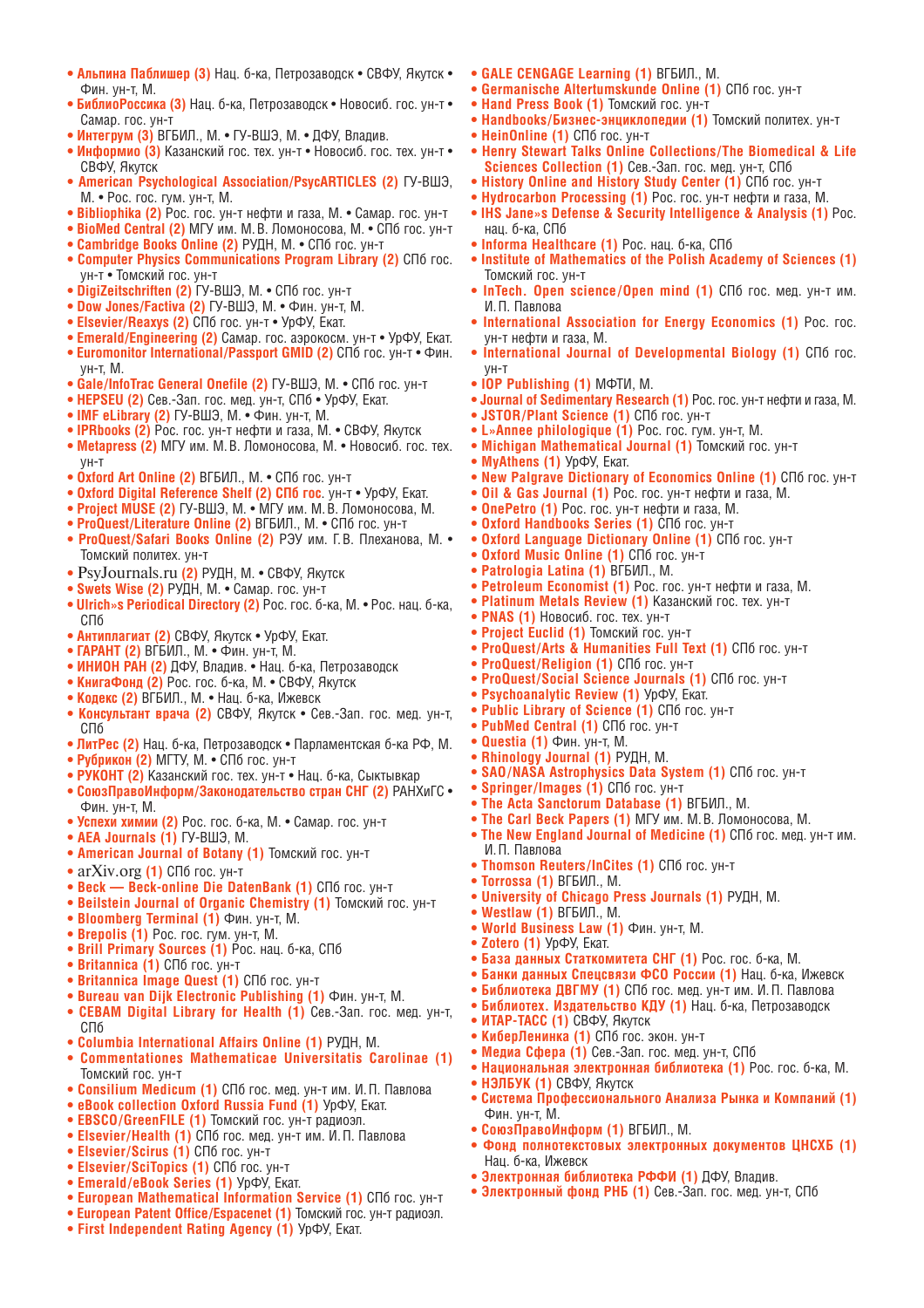- **Альпина Паблишер (3)** Нац. б-ка, Петрозаводск • СВФУ, Якутск • Фин. ун-т, М.
- **БиблиоРоссика (3)** Нац. б-ка, Петрозаводск • Новосиб. гос. ун-т • Самар. гос. ун-т
- **Интегрум (3)** ВГБИЛ., М. • ГУ-ВШЭ, М. • ДФУ, Владив.
- **Информио (3)** Казанский гос. тех. ун-т • Новосиб. гос. тех. ун-т • СВФУ, Якутск
- **American Psychological Association/PsycARTICLES (2)** ГУ-ВШЭ, М. • Рос. гос. гум. ун-т, М.
- **Bibliophika (2)** Рос. гос. ун-т нефти и газа, М. • Самар. гос. ун-т
- **BioMed Central (2)** МГУ им. М.В. Ломоносова, М. • СПб гос. ун-т
- **Cambridge Books Online (2)** РУДН, М. • СПб гос. ун-т
- **Computer Physics Communications Program Library (2)** СПб гос. ун-т • Томский гос. ун-т
- **DigiZeitschriften (2)** ГУ-ВШЭ, М. • СПб гос. ун-т
- **Dow Jones/Factiva (2)** ГУ-ВШЭ, М. • Фин. ун-т, М.
- **Elsevier/Reaxys (2)** СПб гос. ун-т • УрФУ, Екат.
- **Emerald/Engineering (2)** Самар. гос. аэрокосм. ун-т • УрФУ, Екат.
- **Euromonitor International/Passport GMID (2)** СПб гос. ун-т • Фин. ун-т, М.
- **Gale/InfoTrac General Onefile (2)** ГУ-ВШЭ, М. • СПб гос. ун-т
- **HEPSEU (2)** Сев.-Зап. гос. мед. ун-т, СПб • УрФУ, Екат.
- **IMF eLibrary (2)** ГУ-ВШЭ, М. • Фин. ун-т, М.
- **IPRbooks (2)** Рос. гос. ун-т нефти и газа, М. • СВФУ, Якутск
- **Metapress (2)** МГУ им. М.В. Ломоносова, М. • Новосиб. гос. тех. ун-т
- **Oxford Art Online (2)** ВГБИЛ., М. • СПб гос. ун-т
- **Oxford Digital Reference Shelf (2) СПб гос.** ун-т • УрФУ, Екат.
- **Project MUSE (2)** ГУ-ВШЭ, М. • МГУ им. М.В. Ломоносова, М.
- **ProQuest/Literature Online (2)** ВГБИЛ., М. • СПб гос. ун-т
- **ProQuest/Safari Books Online (2)** РЭУ им. Г.В. Плеханова, М. • Томский политех. ун-т
- **PsyJournals.ru (2)** РУДН, М. • СВФУ, Якутск
- **Swets Wise (2)** РУДН, М. • Самар. гос. ун-т
- **Ulrich»s Periodical Directory (2)** Рос. гос. б-ка, М. • Рос. нац. б-ка, СПб
- **Антиплагиат (2)** СВФУ, Якутск • УрФУ, Екат.
- **ГАРАНТ (2)** ВГБИЛ., М. • Фин. ун-т, М.
- **ИНИОН РАН (2)** ДФУ, Владив. • Нац. б-ка, Петрозаводск
- **КнигаФонд (2)** Рос. гос. б-ка, М. • СВФУ, Якутск
- **Кодекс (2)** ВГБИЛ., М. • Нац. б-ка, Ижевск
- **Консультант врача (2)** СВФУ, Якутск • Сев.-Зап. гос. мед. ун-т, СПб
- **ЛитРес (2)** Нац. б-ка, Петрозаводск • Парламентская б-ка РФ, М.
- **Рубрикон (2)** МГТУ, М. • СПб гос. ун-т
- **РУКОНТ (2)** Казанский гос. тех. ун-т • Нац. б-ка, Сыктывкар
- **СоюзПравоИнформ/Законодательство стран СНГ (2)** РАНХиГС • Фин. ун-т, М.
- **Успехи химии (2)** Рос. гос. б-ка, М. • Самар. гос. ун-т
- **AEA Journals (1)** ГУ-ВШЭ, М.
- **American Journal of Botany (1)** Томский гос. ун-т
- **arXiv.org (1)** СПб гос. ун-т
- **Beck — Beck-online Die DatenBank (1)** СПб гос. ун-т
- **Beilstein Journal of Organic Chemistry (1)** Томский гос. ун-т
- **Bloomberg Terminal (1)** Фин. ун-т, М.
- **Brepolis (1)** Рос. гос. гум. ун-т, М.
- **Brill Primary Sources (1)** Рос. нац. б-ка, СПб
- **Britannica (1)** СПб гос. ун-т
- **Britannica Image Quest (1)** СПб гос. ун-т
- **Bureau van Dijk Electronic Publishing (1)** Фин. ун-т, М.
- **CEBAM Digital Library for Health (1)** Сев.-Зап. гос. мед. ун-т, СПб
- **Columbia International Affairs Online (1)** РУДН, М.
- **Commentationes Mathematicae Universitatis Carolinae (1)** Томский гос. ун-т
- **Consilium Medicum (1)** СПб гос. мед. ун-т им. И.П. Павлова
- **eBook collection Oxford Russia Fund (1)** УрФУ, Екат.
- **EBSCO/GreenFILE (1)** Томский гос. ун-т радиоэл.
- **Elsevier/Health (1)** СПб гос. мед. ун-т им. И.П. Павлова
- **Elsevier/Scirus (1)** СПб гос. ун-т
- **Elsevier/SciTopics (1)** СПб гос. ун-т
- **Emerald/eBook Series (1)** УрФУ, Екат.
- **European Mathematical Information Service (1)** СПб гос. ун-т
- **European Patent Office/Espacenet (1)** Томский гос. ун-т радиоэл.
- **First Independent Rating Agency (1)** УрФУ, Екат.
- **GALE CENGAGE Learning (1)** ВГБИЛ., М.
- **Germanische Altertumskunde Online (1)** СПб гос. ун-т
- **Hand Press Book (1)** Томский гос. ун-т
- **Handbooks/Бизнес-энциклопедии (1)** Томский политех. ун-т
- **HeinOnline (1)** СПб гос. ун-т
- **Henry Stewart Talks Online Collections/The Biomedical & Life Sciences Collection (1)** Сев.-Зап. гос. мед. ун-т, СПб
- **History Online and History Study Center (1)** СПб гос. ун-т
- **Hydrocarbon Processing (1)** Рос. гос. ун-т нефти и газа, М.
- **IHS Jane»s Defense & Security Intelligence & Analysis (1)** Рос. нац. б-ка, СПб
- **Informa Healthcare (1)** Рос. нац. б-ка, СПб
- **Institute of Mathematics of the Polish Academy of Sciences (1)** Томский гос. ун-т
- **InTech. Open science/Open mind (1)** СПб гос. мед. ун-т им. И.П. Павлова
- **International Association for Energy Economics (1)** Рос. гос. ун-т нефти и газа, М.
- **International Journal of Developmental Biology (1)** СПб гос. ун-т
- **IOP Publishing (1)** МФТИ, М.
- **Journal of Sedimentary Research (1)** Рос. гос. ун-т нефти и газа, М.
- **JSTOR/Plant Science (1)** СПб гос. ун-т
- **L»Annee philologique (1)** Рос. гос. гум. ун-т, М.
- **Michigan Mathematical Journal (1)** Томский гос. ун-т
- **MyAthens (1)** УрФУ, Екат.
- **New Palgrave Dictionary of Economics Online (1)** СПб гос. ун-т
- **Oil & Gas Journal (1)** Рос. гос. ун-т нефти и газа, М.
- **OnePetro (1)** Рос. гос. ун-т нефти и газа, М.
- **Oxford Handbooks Series (1)** СПб гос. ун-т
- **Oxford Language Dictionary Online (1)** СПб гос. ун-т
- **Oxford Music Online (1)** СПб гос. ун-т
- **Patrologia Latina (1)** ВГБИЛ., М.
- **Petroleum Economist (1)** Рос. гос. ун-т нефти и газа, М.
- **Platinum Metals Review (1)** Казанский гос. тех. ун-т
- **PNAS (1)** Новосиб. гос. тех. ун-т
- **Project Euclid (1)** Томский гос. ун-т
- **ProQuest/Arts & Humanities Full Text (1)** СПб гос. ун-т
- **ProQuest/Religion (1)** СПб гос. ун-т
- **ProQuest/Social Science Journals (1)** СПб гос. ун-т
- **Psychoanalytic Review (1)** УрФУ, Екат.
- **Public Library of Science (1)** СПб гос. ун-т
- **PubMed Central (1)** СПб гос. ун-т
- **Questia (1)** Фин. ун-т, М.
- **Rhinology Journal (1)** РУДН, М.
- **SAO/NASA Astrophysics Data System (1)** СПб гос. ун-т
- **Springer/Images (1)** СПб гос. ун-т
- **The Acta Sanctorum Database (1)** ВГБИЛ., М.
- **The Carl Beck Papers (1)** МГУ им. М.В. Ломоносова, М.
- **The New England Journal of Medicine (1)** СПб гос. мед. ун-т им. И.П. Павлова
- **Thomson Reuters/InCites (1)** СПб гос. ун-т
- **Torrossa (1)** ВГБИЛ., М.
- **University of Chicago Press Journals (1)** РУДН, М.
- **Westlaw (1)** ВГБИЛ., М.
- **World Business Law (1)** Фин. ун-т, М.
- **Zotero (1)** УрФУ, Екат.
- **База данных Статкомитета СНГ (1)** Рос. гос. б-ка, М.
- **Банки данных Спецсвязи ФСО России (1)** Нац. б-ка, Ижевск
- **Библиотека ДВГМУ (1)** СПб гос. мед. ун-т им. И.П. Павлова
- **Библиотех. Издательство КДУ (1)** Нац. б-ка, Петрозаводск
- **ИТАР-ТАСС (1)** СВФУ, Якутск
- **КиберЛенинка (1)** СПб гос. экон. ун-т
- **Медиа Сфера (1)** Сев.-Зап. гос. мед. ун-т, СПб
- **Национальная электронная библиотека (1)** Рос. гос. б-ка, М.
- **НЭЛБУК (1)** СВФУ, Якутск
- **Система Профессионального Анализа Рынка и Компаний (1)** Фин. ун-т, М.
- **СоюзПравоИнформ (1)** ВГБИЛ., М.
- **Фонд полнотекстовых электронных документов ЦНСХБ (1)** Нац. б-ка, Ижевск
- **Электронная библиотека РФФИ (1)** ДФУ, Владив.
- **Электронный фонд РНБ (1)** Сев.-Зап. гос. мед. ун-т, СПб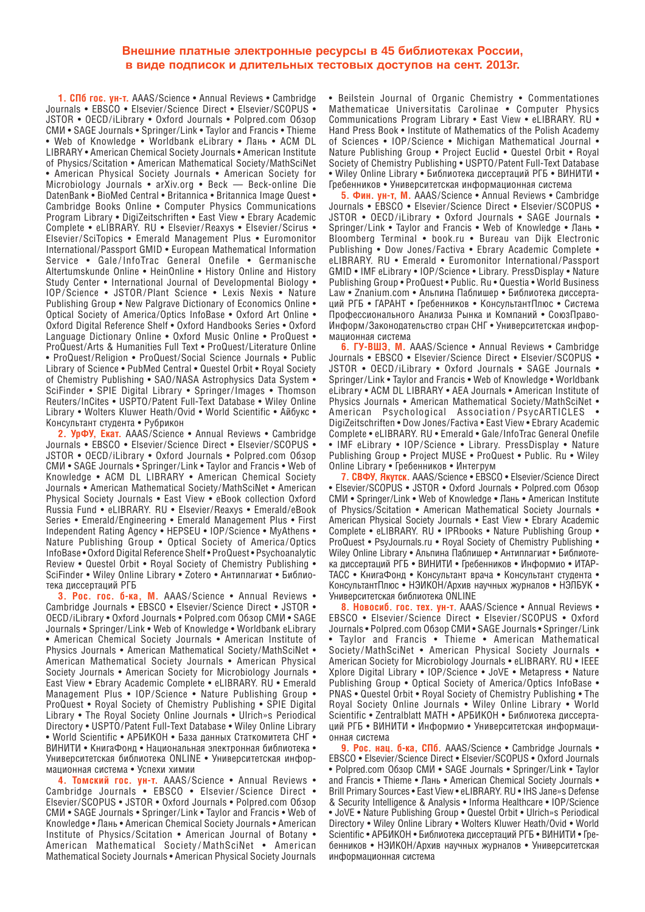## Внешние платные электронные ресурсы в 45 библиотеках России, в виде подписок и длительных тестовых доступов на сент. 2013г.

**1. СПб гос. ун-т.** AAAS/Science • Annual Reviews • Cambridge Journals • EBSCO • Elsevier/Science Direct • Elsevier/SCOPUS • JSTOR • OECD/iLibrary • Oxford Journals • Polpred.com Обзор СМИ • SAGE Journals • Springer/Link • Taylor and Francis • Thieme • Web of Knowledge • Worldbank eLibrary • Лань • ACM DL LIBRARY • American Chemical Society Journals • American Institute of Physics/Scitation • American Mathematical Society/MathSciNet • American Physical Society Journals • American Society for Microbiology Journals • arXiv.org • Beck — Beck-online Die DatenBank • BioMed Central • Britannica • Britannica Image Quest • Cambridge Books Online • Computer Physics Communications Program Library • DigiZeitschriften • East View • Ebrary Academic Complete • eLIBRARY. RU • Elsevier/Reaxys • Elsevier/Scirus • Elsevier/SciTopics • Emerald Management Plus • Euromonitor International/Passport GMID • European Mathematical Information Service • Gale/InfoTrac General Onefile • Germanische Altertumskunde Online • HeinOnline • History Online and History Study Center • International Journal of Developmental Biology • IOP/Science • JSTOR/Plant Science • Lexis Nexis • Nature Publishing Group • New Palgrave Dictionary of Economics Online • Optical Society of America/Optics InfoBase • Oxford Art Online • Oxford Digital Reference Shelf • Oxford Handbooks Series • Oxford Language Dictionary Online • Oxford Music Online • ProQuest • ProQuest/Arts & Humanities Full Text • ProQuest/Literature Online • ProQuest/Religion • ProQuest/Social Science Journals • Public Library of Science • PubMed Central • Questel Orbit • Royal Society of Chemistry Publishing • SAO/NASA Astrophysics Data System • SciFinder • SPIE Digital Library • Springer/Images • Thomson Reuters/InCites • USPTO/Patent Full-Text Database • Wiley Online Library • Wolters Kluwer Heath/Ovid • World Scientific • Айбукс • Консультант студента • Рубрикон

**2. УрФУ, Екат.** AAAS/Science • Annual Reviews • Cambridge Journals • EBSCO • Elsevier/Science Direct • Elsevier/SCOPUS • JSTOR • OECD/iLibrary • Oxford Journals • Polpred.com Обзор СМИ • SAGE Journals • Springer/Link • Taylor and Francis • Web of Knowledge • ACM DL LIBRARY • American Chemical Society Journals • American Mathematical Society/MathSciNet • American Physical Society Journals • East View • eBook collection Oxford Russia Fund • eLIBRARY. RU • Elsevier/Reaxys • Emerald/eBook Series • Emerald/Engineering • Emerald Management Plus • First Independent Rating Agency • HEPSEU • IOP/Science • MyAthens • Nature Publishing Group • Optical Society of America/Optics InfoBase • Oxford Digital Reference Shelf • ProQuest • Psychoanalytic Review • Questel Orbit • Royal Society of Chemistry Publishing • SciFinder • Wiley Online Library • Zotero • Антиплагиат • Библиотека диссертаций РГБ

**3. Рос. гос. б-ка, М.** AAAS/Science • Annual Reviews • Cambridge Journals • EBSCO • Elsevier/Science Direct • JSTOR • OECD/iLibrary • Oxford Journals • Polpred.com Обзор СМИ • SAGE Journals • Springer/Link • Web of Knowledge • Worldbank eLibrary • American Chemical Society Journals • American Institute of Physics Journals • American Mathematical Society/MathSciNet • American Mathematical Society Journals • American Physical Society Journals • American Society for Microbiology Journals • East View • Ebrary Academic Complete • eLIBRARY. RU • Emerald Management Plus • IOP/Science • Nature Publishing Group • ProQuest • Royal Society of Chemistry Publishing • SPIE Digital Library • The Royal Society Online Journals • Ulrich»s Periodical Directory • USPTO/Patent Full-Text Database • Wiley Online Library • World Scientific • АРБИКОН • База данных Статкомитета СНГ • ВИНИТИ • КнигаФонд • Национальная электронная библиотека • Университетская библиотека ONLINE • Университетская информационная система • Успехи химии

**4. Томский гос. ун-т.** AAAS/Science • Annual Reviews • Cambridge Journals • EBSCO • Elsevier/Science Direct • Elsevier/SCOPUS • JSTOR • Oxford Journals • Polpred.com Обзор СМИ • SAGE Journals • Springer/Link • Taylor and Francis • Web of Knowledge • Лань • American Chemical Society Journals • American Institute of Physics/Scitation • American Journal of Botany • American Mathematical Society/MathSciNet • American Mathematical Society Journals • American Physical Society Journals • Beilstein Journal of Organic Chemistry • Commentationes Mathematicae Universitatis Carolinae • Computer Physics Communications Program Library • East View • eLIBRARY. RU • Hand Press Book • Institute of Mathematics of the Polish Academy of Sciences • IOP/Science • Michigan Mathematical Journal • Nature Publishing Group • Project Euclid • Questel Orbit • Royal Society of Chemistry Publishing • USPTO/Patent Full-Text Database • Wiley Online Library • Библиотека диссертаций РГБ • ВИНИТИ • Гребенников • Университетская информационная система

**5. Фин. ун-т, М.** AAAS/Science • Annual Reviews • Cambridge Journals • EBSCO • Elsevier/Science Direct • Elsevier/SCOPUS • JSTOR • OECD/iLibrary • Oxford Journals • SAGE Journals • Springer/Link • Taylor and Francis • Web of Knowledge • Лань • Bloomberg Terminal • book.ru • Bureau van Dijk Electronic Publishing • Dow Jones/Factiva • Ebrary Academic Complete • eLIBRARY. RU • Emerald • Euromonitor International/Passport GMID • IMF eLibrary • IOP/Science • Library. PressDisplay • Nature Publishing Group • ProQuest • Public. Ru • Questia • World Business Law • Znanium.com • Альпина Паблишер • Библиотека диссертаций РГБ • ГАРАНТ • Гребенников • КонсультантПлюс • Система Профессионального Анализа Рынка и Компаний • СоюзПраво-Информ/Законодательство стран СНГ • Университетская информационная система

**6. ГУ-ВШЭ, М.** AAAS/Science • Annual Reviews • Cambridge Journals • EBSCO • Elsevier/Science Direct • Elsevier/SCOPUS • JSTOR • OECD/iLibrary • Oxford Journals • SAGE Journals • Springer/Link • Taylor and Francis • Web of Knowledge • Worldbank eLibrary • ACM DL LIBRARY • AEA Journals • American Institute of Physics Journals • American Mathematical Society/MathSciNet • American Psychological Association/PsycARTICLES • DigiZeitschriften • Dow Jones/Factiva • East View • Ebrary Academic Complete • eLIBRARY. RU • Emerald • Gale/InfoTrac General Onefile • IMF eLibrary • IOP/Science • Library. PressDisplay • Nature Publishing Group • Project MUSE • ProQuest • Public. Ru • Wiley Online Library • Интегрум

**7. СВФУ, Якутск.** AAAS/Science • EBSCO • Elsevier/Science Direct • Elsevier/SCOPUS • JSTOR • Oxford Journals • Polpred.com Обзор СМИ • Springer/Link • Web of Knowledge • Лань • American Institute of Physics/Scitation • American Mathematical Society Journals • American Physical Society Journals • East View • Ebrary Academic Complete • eLIBRARY. RU • IPRbooks • Nature Publishing Group • ProQuest • PsyJournals.ru • Royal Society of Chemistry Publishing • Wiley Online Library • Альпина Паблишер • Антиплагиат • Библиотека диссертаций РГБ • ВИНИТИ • Гребенников • Информио • ИТАР-ТАСС • КнигаФонд • Консультант врача • Консультант студента • КонсультантПлюс • НЭИКОН/Архив научных журналов • НЭЛБУК • Университетская библиотека ONLINE

**8. Новосиб. гос. тех. ун-т.** AAAS/Science • Annual Reviews • EBSCO • Elsevier/Science Direct • Elsevier/SCOPUS • Oxford Journals • Polpred.com Обзор СМИ • SAGE Journals • Springer/Link • Taylor and Francis • Thieme • American Mathematical Society/MathSciNet • American Physical Society Journals • American Society for Microbiology Journals • eLIBRARY. RU • IEEE Xplore Digital Library • IOP/Science • JoVE • Metapress • Nature Publishing Group • Optical Society of America/Optics InfoBase • PNAS • Questel Orbit • Royal Society of Chemistry Publishing • The Royal Society Online Journals • Wiley Online Library • World Scientific • Zentralblatt MATH • АРБИКОН • Библиотека диссертаций РГБ • ВИНИТИ • Информио • Университетская информационная система

**9. Рос. нац. б-ка, СПб.** AAAS/Science • Cambridge Journals • EBSCO • Elsevier/Science Direct • Elsevier/SCOPUS • Oxford Journals • Polpred.com Обзор СМИ • SAGE Journals • Springer/Link • Taylor and Francis • Thieme • Лань • American Chemical Society Journals • Brill Primary Sources • East View • eLIBRARY. RU • IHS Jane»s Defense & Security Intelligence & Analysis • Informa Healthcare • IOP/Science • JoVE • Nature Publishing Group • Questel Orbit • Ulrich»s Periodical Directory • Wiley Online Library • Wolters Kluwer Heath/Ovid • World Scientific • АРБИКОН • Библиотека диссертаций РГБ • ВИНИТИ • Гребенников • НЭИКОН/Архив научных журналов • Университетская информационная система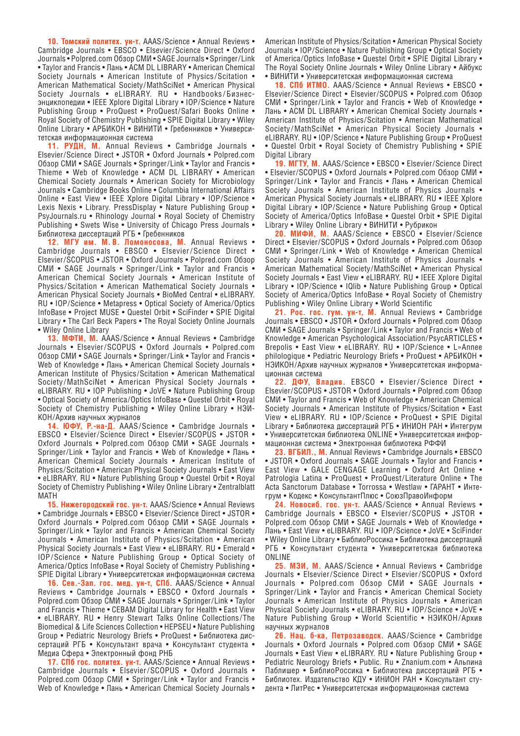**10. Томский политех. ун-т.** AAAS/Science • Annual Reviews • Cambridge Journals • EBSCO • Elsevier/Science Direct • Oxford Journals • Polpred.com Обзор СМИ • SAGE Journals • Springer/Link • Taylor and Francis • Лань • ACM DL LIBRARY • American Chemical Society Journals • American Institute of Physics/Scitation • American Mathematical Society/MathSciNet • American Physical Society Journals • eLIBRARY. RU • Handbooks/Бизнес-энциклопедии • IEEE Xplore Digital Library • IOP/Science • Nature Publishing Group • ProQuest • ProQuest/Safari Books Online • Royal Society of Chemistry Publishing • SPIE Digital Library • Wiley Online Library • АРБИКОН • ВИНИТИ • Гребенников • Университетская информационная система

**11. РУДН, М.** Annual Reviews • Cambridge Journals • Elsevier/Science Direct • JSTOR • Oxford Journals • Polpred.com Обзор СМИ • SAGE Journals • Springer/Link • Taylor and Francis • Thieme • Web of Knowledge • ACM DL LIBRARY • American Chemical Society Journals • American Society for Microbiology Journals • Cambridge Books Online • Columbia International Affairs Online • East View • IEEE Xplore Digital Library • IOP/Science • Lexis Nexis • Library. PressDisplay • Nature Publishing Group • PsyJournals.ru • Rhinology Journal • Royal Society of Chemistry Publishing • Swets Wise • University of Chicago Press Journals • Библиотека диссертаций РГБ • Гребенников

**12. МГУ им. М.В. Ломоносова, М.** Annual Reviews • Cambridge Journals • EBSCO • Elsevier/Science Direct • Elsevier/SCOPUS • JSTOR • Oxford Journals • Polpred.com Обзор СМИ • SAGE Journals • Springer/Link • Taylor and Francis • American Chemical Society Journals • American Institute of Physics/Scitation • American Mathematical Society Journals • American Physical Society Journals • BioMed Central • eLIBRARY. RU • IOP/Science • Metapress • Optical Society of America/Optics InfoBase • Project MUSE • Questel Orbit • SciFinder • SPIE Digital Library • The Carl Beck Papers • The Royal Society Online Journals • Wiley Online Library

**13. МФТИ, М.** AAAS/Science • Annual Reviews • Cambridge Journals • Elsevier/SCOPUS • Oxford Journals • Polpred.com Обзор СМИ • SAGE Journals • Springer/Link • Taylor and Francis • Web of Knowledge • Лань • American Chemical Society Journals • American Institute of Physics/Scitation • American Mathematical Society/MathSciNet • American Physical Society Journals • eLIBRARY. RU • IOP Publishing • JoVE • Nature Publishing Group • Optical Society of America/Optics InfoBase • Questel Orbit • Royal Society of Chemistry Publishing • Wiley Online Library • НЭИКОН/Архив научных журналов

**14. ЮФУ, Р.-на-Д.** AAAS/Science • Cambridge Journals • EBSCO • Elsevier/Science Direct • Elsevier/SCOPUS • JSTOR • Oxford Journals • Polpred.com Обзор СМИ • SAGE Journals • Springer/Link • Taylor and Francis • Web of Knowledge • Лань • American Chemical Society Journals • American Institute of Physics/Scitation • American Physical Society Journals • East View • eLIBRARY. RU • Nature Publishing Group • Questel Orbit • Royal Society of Chemistry Publishing • Wiley Online Library • Zentralblatt MATH

**15. Нижегородский гос. ун-т.** AAAS/Science • Annual Reviews • Cambridge Journals • EBSCO • Elsevier/Science Direct • JSTOR • Oxford Journals • Polpred.com Обзор СМИ • SAGE Journals • Springer/Link • Taylor and Francis • American Chemical Society Journals • American Institute of Physics/Scitation • American Physical Society Journals • East View • eLIBRARY. RU • Emerald • IOP/Science • Nature Publishing Group • Optical Society of America/Optics InfoBase • Royal Society of Chemistry Publishing • SPIE Digital Library • Университетская информационная система

**16. Сев.-Зап. гос. мед. ун-т, СПб.** AAAS/Science • Annual Reviews • Cambridge Journals • EBSCO • Oxford Journals • Polpred.com Обзор СМИ • SAGE Journals • Springer/Link • Taylor and Francis • Thieme • CEBAM Digital Library for Health • East View • eLIBRARY. RU • Henry Stewart Talks Online Collections/The Biomedical & Life Sciences Collection • HEPSEU • Nature Publishing Group • Pediatric Neurology Briefs • ProQuest • Библиотека диссертаций РГБ • Консультант врача • Консультант студента • Медиа Сфера • Электронный фонд РНБ

**17. СПб гос. политех. ун-т.** AAAS/Science • Annual Reviews • Cambridge Journals • Elsevier/SCOPUS • Oxford Journals • Polpred.com Обзор СМИ • Springer/Link • Taylor and Francis • Web of Knowledge • Лань • American Chemical Society Journals • American Institute of Physics/Scitation • American Physical Society Journals • IOP/Science • Nature Publishing Group • Optical Society of America/Optics InfoBase • Questel Orbit • SPIE Digital Library • The Royal Society Online Journals • Wiley Online Library • Айбукс • ВИНИТИ • Университетская информационная система

**18. СПб ИТМО.** AAAS/Science • Annual Reviews • EBSCO • Elsevier/Science Direct • Elsevier/SCOPUS • Polpred.com Обзор СМИ • Springer/Link • Taylor and Francis • Web of Knowledge • Лань • ACM DL LIBRARY • American Chemical Society Journals • American Institute of Physics/Scitation • American Mathematical Society/MathSciNet • American Physical Society Journals • eLIBRARY. RU • IOP/Science • Nature Publishing Group • ProQuest • Questel Orbit • Royal Society of Chemistry Publishing • SPIE Digital Library

**19. МГТУ, М.** AAAS/Science • EBSCO • Elsevier/Science Direct • Elsevier/SCOPUS • Oxford Journals • Polpred.com Обзор СМИ • Springer/Link • Taylor and Francis • Лань • American Chemical Society Journals • American Institute of Physics Journals • American Physical Society Journals • eLIBRARY. RU • IEEE Xplore Digital Library • IOP/Science • Nature Publishing Group • Optical Society of America/Optics InfoBase • Questel Orbit • SPIE Digital Library • Wiley Online Library • ВИНИТИ • Рубрикон

**20. МИФИ, М.** AAAS/Science • EBSCO • Elsevier/Science Direct • Elsevier/SCOPUS • Oxford Journals • Polpred.com Обзор СМИ • Springer/Link • Web of Knowledge • American Chemical Society Journals • American Institute of Physics Journals • American Mathematical Society/MathSciNet • American Physical Society Journals • East View • eLIBRARY. RU • IEEE Xplore Digital Library • IOP/Science • IQlib • Nature Publishing Group • Optical Society of America/Optics InfoBase • Royal Society of Chemistry Publishing • Wiley Online Library • World Scientific

**21. Рос. гос. гум. ун-т, М.** Annual Reviews • Cambridge Journals • EBSCO • JSTOR • Oxford Journals • Polpred.com Обзор СМИ • SAGE Journals • Springer/Link • Taylor and Francis • Web of Knowledge • American Psychological Association/PsycARTICLES • Brepolis • East View • eLIBRARY. RU • IOP/Science • L»Annee philologique • Pediatric Neurology Briefs • ProQuest • АРБИКОН • НЭИКОН/Архив научных журналов • Университетская информационная система

**22. ДФУ, Владив.** EBSCO • Elsevier/Science Direct • Elsevier/SCOPUS • JSTOR • Oxford Journals • Polpred.com Обзор СМИ • Taylor and Francis • Web of Knowledge • American Chemical Society Journals • American Institute of Physics/Scitation • East View • eLIBRARY. RU • IOP/Science • ProQuest • SPIE Digital Library • Библиотека диссертаций РГБ • ИНИОН РАН • Интегрум • Университетская библиотека ONLINE • Университетская информационная система • Электронная библиотека РФФИ

**23. ВГБИЛ., М.** Annual Reviews • Cambridge Journals • EBSCO • JSTOR • Oxford Journals • SAGE Journals • Taylor and Francis • East View • GALE CENGAGE Learning • Oxford Art Online • Patrologia Latina • ProQuest • ProQuest/Literature Online • The Acta Sanctorum Database • Torrossa • Westlaw • ГАРАНТ • Интегрум • Кодекс • КонсультантПлюс • СоюзПравоИнформ

**24. Новосиб. гос. ун-т.** AAAS/Science • Annual Reviews • Cambridge Journals • EBSCO • Elsevier/SCOPUS • JSTOR • Polpred.com Обзор СМИ • SAGE Journals • Web of Knowledge • Лань • East View • eLIBRARY. RU • IOP/Science • JoVE • SciFinder • Wiley Online Library • БиблиоРоссика • Библиотека диссертаций РГБ • Консультант студента • Университетская библиотека ONLINE

**25. МЭИ, М.** AAAS/Science • Annual Reviews • Cambridge Journals • Elsevier/Science Direct • Elsevier/SCOPUS • Oxford Journals • Polpred.com Обзор СМИ • SAGE Journals • Springer/Link • Taylor and Francis • American Chemical Society Journals • American Institute of Physics Journals • American Physical Society Journals • eLIBRARY. RU • IOP/Science • JoVE • Nature Publishing Group • World Scientific • НЭИКОН/Архив научных журналов

**26. Нац. б-ка, Петрозаводск.** AAAS/Science • Cambridge Journals • Oxford Journals • Polpred.com Обзор СМИ • SAGE Journals • East View • eLIBRARY. RU • Nature Publishing Group • Pediatric Neurology Briefs • Public. Ru • Znanium.com • Альпина Паблишер • БиблиоРоссика • Библиотека диссертаций РГБ • Библиотех. Издательство КДУ • ИНИОН РАН • Консультант студента • ЛитРес • Университетская информационная система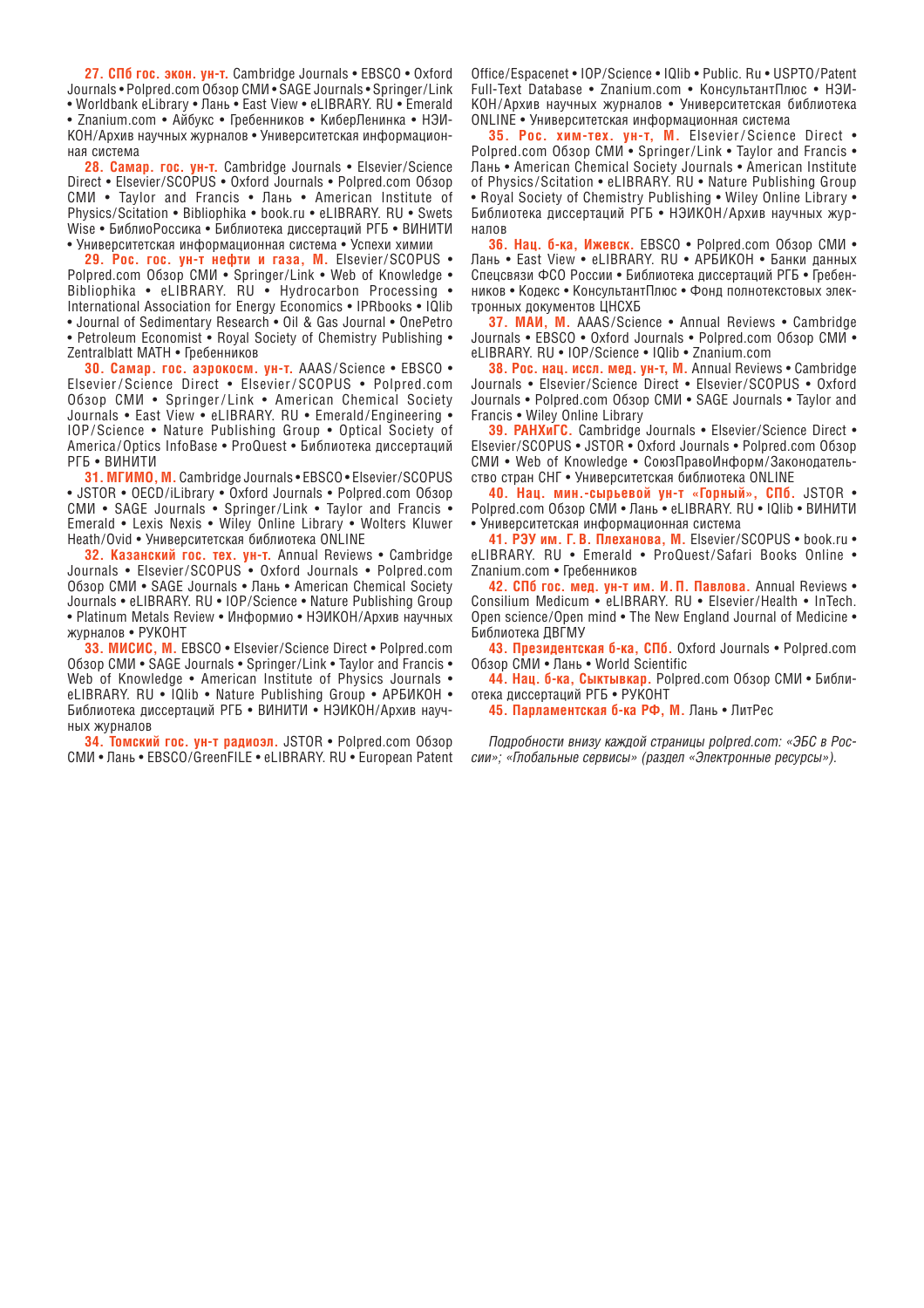**27. СПб гос. экон. ун-т.** Cambridge Journals • EBSCO • Oxford Journals • Polpred.com Обзор СМИ • SAGE Journals • Springer/Link • Worldbank eLibrary • Лань • East View • eLIBRARY. RU • Emerald • Znanium.com • Айбукс • Гребенников • КиберЛенинка • НЭИКОН/Архив научных журналов • Университетская информационная система

**28. Самар. гос. ун-т.** Cambridge Journals • Elsevier/Science Direct • Elsevier/SCOPUS • Oxford Journals • Polpred.com Обзор СМИ • Taylor and Francis • Лань • American Institute of Physics/Scitation • Bibliophika • book.ru • eLIBRARY. RU • Swets Wise • БиблиоРоссика • Библиотека диссертаций РГБ • ВИНИТИ • Университетская информационная система • Успехи химии

**29. Рос. гос. ун-т нефти и газа, М.** Elsevier/SCOPUS • Polpred.com Обзор СМИ • Springer/Link • Web of Knowledge • Bibliophika • eLIBRARY. RU • Hydrocarbon Processing • International Association for Energy Economics • IPRbooks • IQlib • Journal of Sedimentary Research • Oil & Gas Journal • OnePetro • Petroleum Economist • Royal Society of Chemistry Publishing • Zentralblatt MATH • Гребенников

**30. Самар. гос. аэрокосм. ун-т.** AAAS/Science • EBSCO • Elsevier/Science Direct • Elsevier/SCOPUS • Polpred.com Обзор СМИ • Springer/Link • American Chemical Society Journals • East View • eLIBRARY. RU • Emerald/Engineering • IOP/Science • Nature Publishing Group • Optical Society of America/Optics InfoBase • ProQuest • Библиотека диссертаций РГБ • ВИНИТИ

**31. МГИМО, М.** Cambridge Journals • EBSCO • Elsevier/SCOPUS • JSTOR • OECD/iLibrary • Oxford Journals • Polpred.com Обзор СМИ • SAGE Journals • Springer/Link • Taylor and Francis • Emerald • Lexis Nexis • Wiley Online Library • Wolters Kluwer Heath/Ovid • Университетская библиотека ONLINE

**32. Казанский гос. тех. ун-т.** Annual Reviews • Cambridge Journals • Elsevier/SCOPUS • Oxford Journals • Polpred.com Обзор СМИ • SAGE Journals • Лань • American Chemical Society Journals • eLIBRARY. RU • IOP/Science • Nature Publishing Group • Platinum Metals Review • Информио • НЭИКОН/Архив научных журналов • РУКОНТ

**33. МИСИС, М.** EBSCO • Elsevier/Science Direct • Polpred.com Обзор СМИ • SAGE Journals • Springer/Link • Taylor and Francis • Web of Knowledge • American Institute of Physics Journals • eLIBRARY. RU • IQlib • Nature Publishing Group • АРБИКОН • Библиотека диссертаций РГБ • ВИНИТИ • НЭИКОН/Архив научных журналов

**34. Томский гос. ун-т радиоэл.** JSTOR • Polpred.com Обзор СМИ • Лань • EBSCO/GreenFILE • eLIBRARY. RU • European Patent Office/Espacenet • IOP/Science • IQlib • Public. Ru • USPTO/Patent Full-Text Database • Znanium.com • КонсультантПлюс • НЭИКОН/Архив научных журналов • Университетская библиотека ONLINE • Университетская информационная система

**35. Рос. хим-тех. ун-т, М.** Elsevier/Science Direct • Polpred.com Обзор СМИ • Springer/Link • Taylor and Francis • Лань • American Chemical Society Journals • American Institute of Physics/Scitation • eLIBRARY. RU • Nature Publishing Group • Royal Society of Chemistry Publishing • Wiley Online Library • Библиотека диссертаций РГБ • НЭИКОН/Архив научных журналов

**36. Нац. б-ка, Ижевск.** EBSCO • Polpred.com Обзор СМИ • Лань • East View • eLIBRARY. RU • АРБИКОН • Банки данных Спецсвязи ФСО России • Библиотека диссертаций РГБ • Гребенников • Кодекс • КонсультантПлюс • Фонд полнотекстовых электронных документов ЦНСХБ

**37. МАИ, М.** AAAS/Science • Annual Reviews • Cambridge Journals • EBSCO • Oxford Journals • Polpred.com Обзор СМИ • eLIBRARY. RU • IOP/Science • IQlib • Znanium.com

**38. Рос. нац. иссл. мед. ун-т, М.** Annual Reviews • Cambridge Journals • Elsevier/Science Direct • Elsevier/SCOPUS • Oxford Journals • Polpred.com Обзор СМИ • SAGE Journals • Taylor and Francis • Wiley Online Library

**39. РАНХиГС.** Cambridge Journals • Elsevier/Science Direct • Elsevier/SCOPUS • JSTOR • Oxford Journals • Polpred.com Обзор СМИ • Web of Knowledge • СоюзПравоИнформ/Законодательство стран СНГ • Университетская библиотека ONLINE

**40. Нац. мин.-сырьевой ун-т «Горный», СПб.** JSTOR • Polpred.com Обзор СМИ • Лань • eLIBRARY. RU • IQlib • ВИНИТИ • Университетская информационная система

**41. РЭУ им. Г. В. Плеханова, М.** Elsevier/SCOPUS • book.ru • eLIBRARY. RU • Emerald • ProQuest/Safari Books Online • Znanium.com • Гребенников

**42. СПб гос. мед. ун-т им. И. П. Павлова.** Annual Reviews • Consilium Medicum • eLIBRARY. RU • Elsevier/Health • InTech. Open science/Open mind • The New England Journal of Medicine • Библиотека ДВГМУ

**43. Президентская б-ка, СПб.** Oxford Journals • Polpred.com Обзор СМИ • Лань • World Scientific

**44. Нац. б-ка, Сыктывкар.** Polpred.com Обзор СМИ • Библиотека диссертаций РГБ • РУКОНТ

**45. Парламентская б-ка РФ, М.** Лань • ЛитРес

*Подробности внизу каждой страницы polpred.com: «ЭБС в России»; «Глобальные сервисы» (раздел «Электронные ресурсы»).*